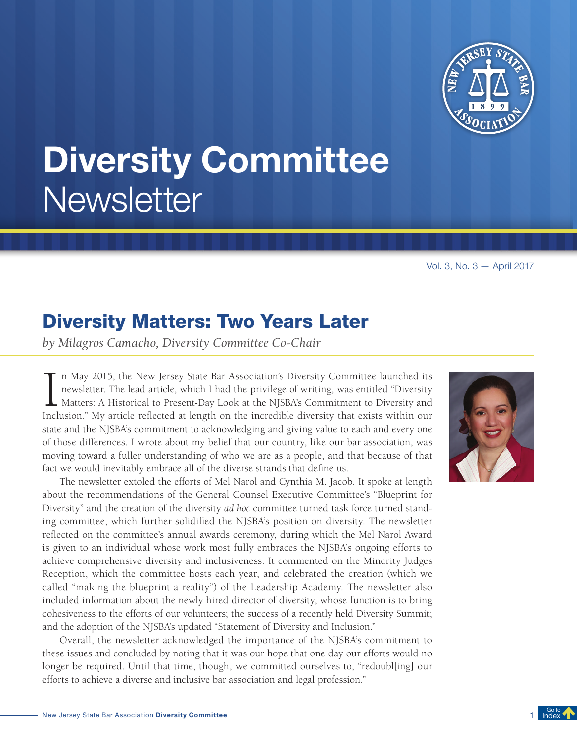# Diversity Committee Newsletter

Vol. 3, No. 3 — April 2017

## Diversity Matters: Two Years Later

*by Milagros Camacho, Diversity Committee Co-Chair*

In May 2015, the New Jersey State Bar Association's Diversity Committee launched its newsletter. The lead article, which I had the privilege of writing, was entitled "Diversity Matters: A Historical to Present-Day Look at the NJSBA's Commitment to Diversity and Inclusion." My article reflected at length on the incredible diversity that exists within our state and the NJSBA's commitment to acknowledging and giving value to each and every one of those differences. I wrote about my belief that our country, like our bar association, was moving toward a fuller understanding of who we are as a people, and that because of that fact we would inevitably embrace all of the diverse strands that define us.

The newsletter extoled the efforts of Mel Narol and Cynthia M. Jacob. It spoke at length about the recommendations of the General Counsel Executive Committee's "Blueprint for Diversity" and the creation of the diversity *ad hoc* committee turned task force turned standing committee, which further solidified the NJSBA's position on diversity. The newsletter reflected on the committee's annual awards ceremony, during which the Mel Narol Award is given to an individual whose work most fully embraces the NJSBA's ongoing efforts to achieve comprehensive diversity and inclusiveness. It commented on the Minority Judges Reception, which the committee hosts each year, and celebrated the creation (which we called "making the blueprint a reality") of the Leadership Academy. The newsletter also included information about the newly hired director of diversity, whose function is to bring cohesiveness to the efforts of our volunteers; the success of a recently held Diversity Summit; and the adoption of the NJSBA's updated "Statement of Diversity and Inclusion."

Overall, the newsletter acknowledged the importance of the NJSBA's commitment to these issues and concluded by noting that it was our hope that one day our efforts would no longer be required. Until that time, though, we committed ourselves to, "redoubl[ing] our efforts to achieve a diverse and inclusive bar association and legal profession."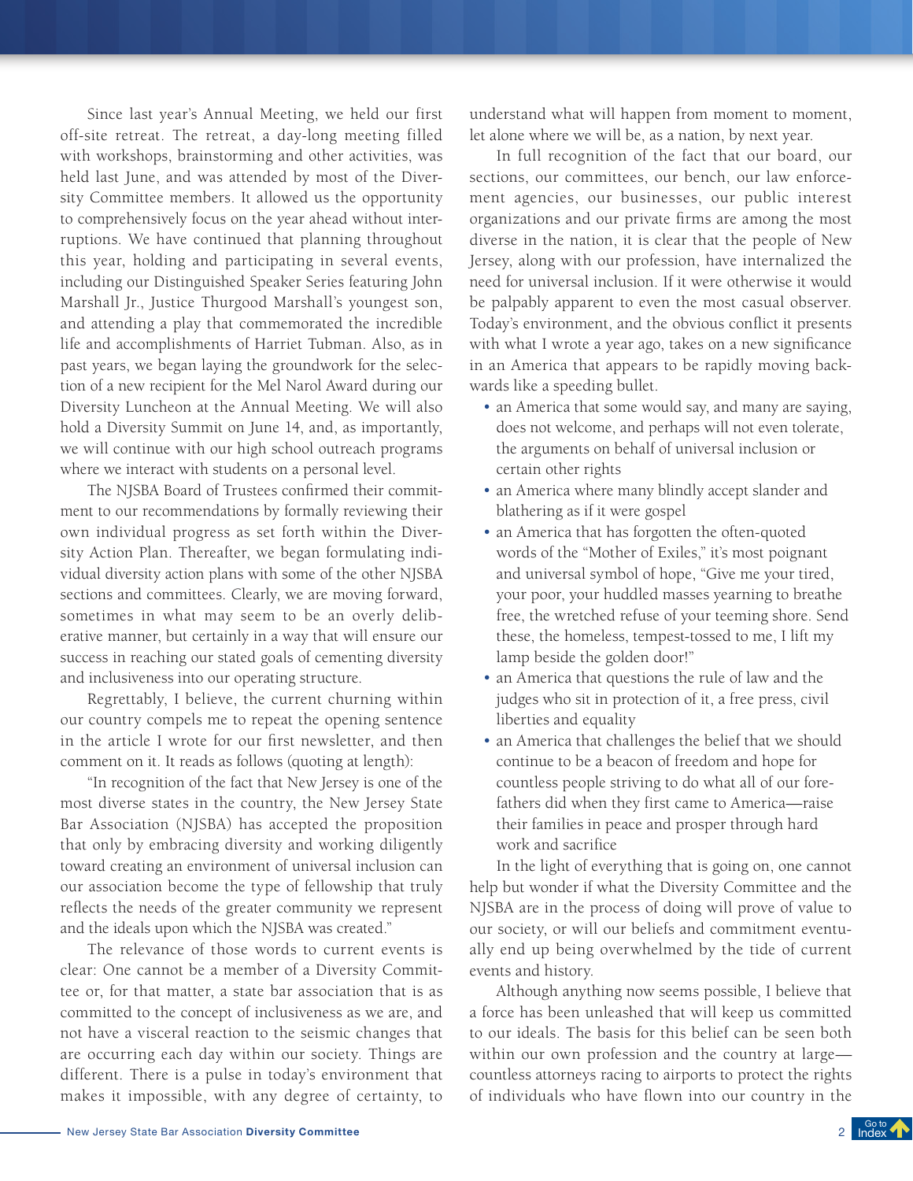Since last year's Annual Meeting, we held our first off-site retreat. The retreat, a day-long meeting filled with workshops, brainstorming and other activities, was held last June, and was attended by most of the Diversity Committee members. It allowed us the opportunity to comprehensively focus on the year ahead without interruptions. We have continued that planning throughout this year, holding and participating in several events, including our Distinguished Speaker Series featuring John Marshall Jr., Justice Thurgood Marshall's youngest son, and attending a play that commemorated the incredible life and accomplishments of Harriet Tubman. Also, as in past years, we began laying the groundwork for the selection of a new recipient for the Mel Narol Award during our Diversity Luncheon at the Annual Meeting. We will also hold a Diversity Summit on June 14, and, as importantly, we will continue with our high school outreach programs where we interact with students on a personal level.

The NJSBA Board of Trustees confirmed their commitment to our recommendations by formally reviewing their own individual progress as set forth within the Diversity Action Plan. Thereafter, we began formulating individual diversity action plans with some of the other NJSBA sections and committees. Clearly, we are moving forward, sometimes in what may seem to be an overly deliberative manner, but certainly in a way that will ensure our success in reaching our stated goals of cementing diversity and inclusiveness into our operating structure.

Regrettably, I believe, the current churning within our country compels me to repeat the opening sentence in the article I wrote for our first newsletter, and then comment on it. It reads as follows (quoting at length):

"In recognition of the fact that New Jersey is one of the most diverse states in the country, the New Jersey State Bar Association (NJSBA) has accepted the proposition that only by embracing diversity and working diligently toward creating an environment of universal inclusion can our association become the type of fellowship that truly reflects the needs of the greater community we represent and the ideals upon which the NJSBA was created."

The relevance of those words to current events is clear: One cannot be a member of a Diversity Committee or, for that matter, a state bar association that is as committed to the concept of inclusiveness as we are, and not have a visceral reaction to the seismic changes that are occurring each day within our society. Things are different. There is a pulse in today's environment that makes it impossible, with any degree of certainty, to understand what will happen from moment to moment, let alone where we will be, as a nation, by next year.

In full recognition of the fact that our board, our sections, our committees, our bench, our law enforcement agencies, our businesses, our public interest organizations and our private firms are among the most diverse in the nation, it is clear that the people of New Jersey, along with our profession, have internalized the need for universal inclusion. If it were otherwise it would be palpably apparent to even the most casual observer. Today's environment, and the obvious conflict it presents with what I wrote a year ago, takes on a new significance in an America that appears to be rapidly moving backwards like a speeding bullet.

- an America that some would say, and many are saying, does not welcome, and perhaps will not even tolerate, the arguments on behalf of universal inclusion or certain other rights
- an America where many blindly accept slander and blathering as if it were gospel
- an America that has forgotten the often-quoted words of the "Mother of Exiles," it's most poignant and universal symbol of hope, "Give me your tired, your poor, your huddled masses yearning to breathe free, the wretched refuse of your teeming shore. Send these, the homeless, tempest-tossed to me, I lift my lamp beside the golden door!"
- an America that questions the rule of law and the judges who sit in protection of it, a free press, civil liberties and equality
- an America that challenges the belief that we should continue to be a beacon of freedom and hope for countless people striving to do what all of our forefathers did when they first came to America—raise their families in peace and prosper through hard work and sacrifice

In the light of everything that is going on, one cannot help but wonder if what the Diversity Committee and the NJSBA are in the process of doing will prove of value to our society, or will our beliefs and commitment eventually end up being overwhelmed by the tide of current events and history.

Although anything now seems possible, I believe that a force has been unleashed that will keep us committed to our ideals. The basis for this belief can be seen both within our own profession and the country at large—countless attorneys racing to airports to protect the rights of individuals who have flown into our country in the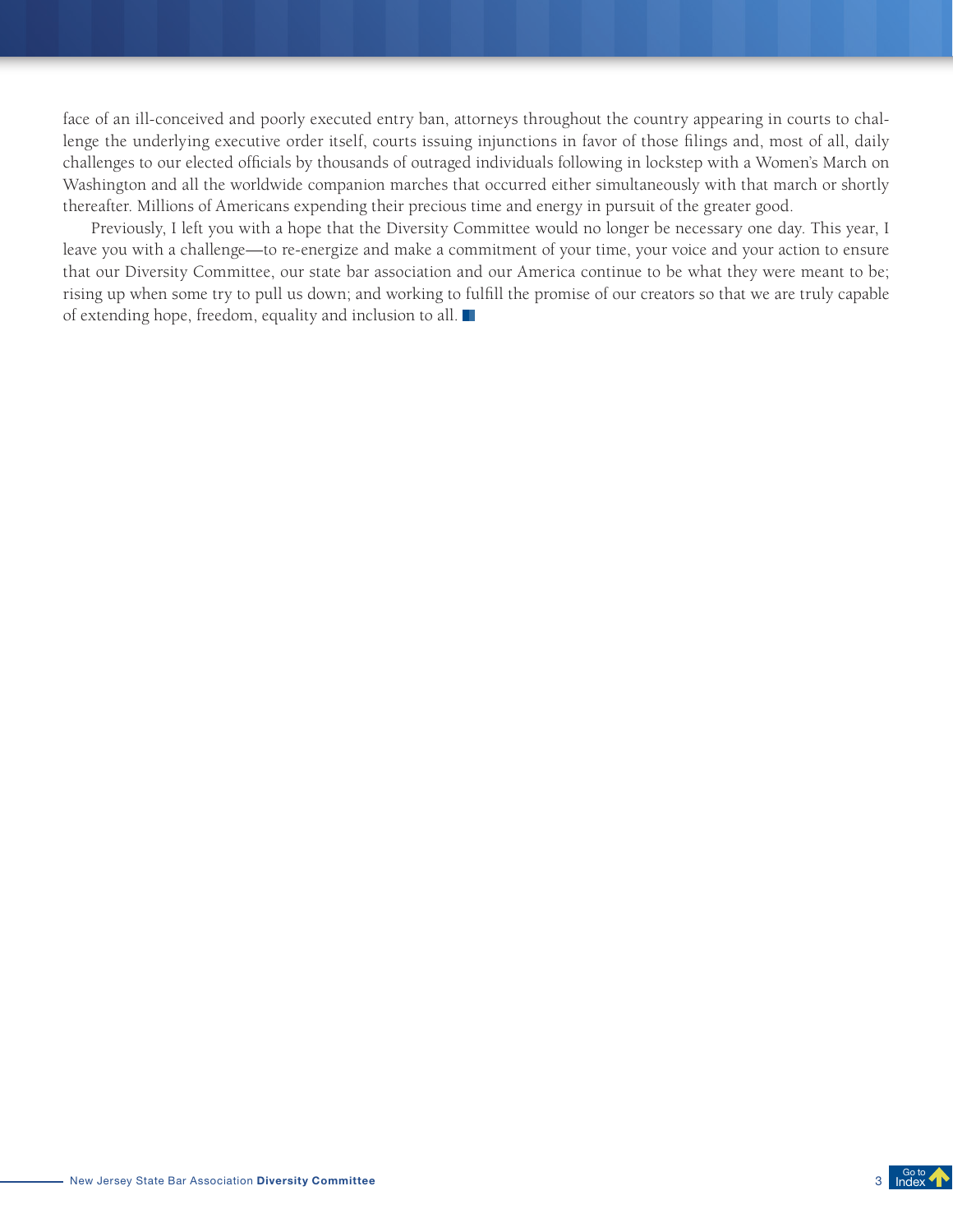face of an ill-conceived and poorly executed entry ban, attorneys throughout the country appearing in courts to challenge the underlying executive order itself, courts issuing injunctions in favor of those filings and, most of all, daily challenges to our elected officials by thousands of outraged individuals following in lockstep with a Women's March on Washington and all the worldwide companion marches that occurred either simultaneously with that march or shortly thereafter. Millions of Americans expending their precious time and energy in pursuit of the greater good.

Previously, I left you with a hope that the Diversity Committee would no longer be necessary one day. This year, I leave you with a challenge—to re-energize and make a commitment of your time, your voice and your action to ensure that our Diversity Committee, our state bar association and our America continue to be what they were meant to be; rising up when some try to pull us down; and working to fulfill the promise of our creators so that we are truly capable of extending hope, freedom, equality and inclusion to all.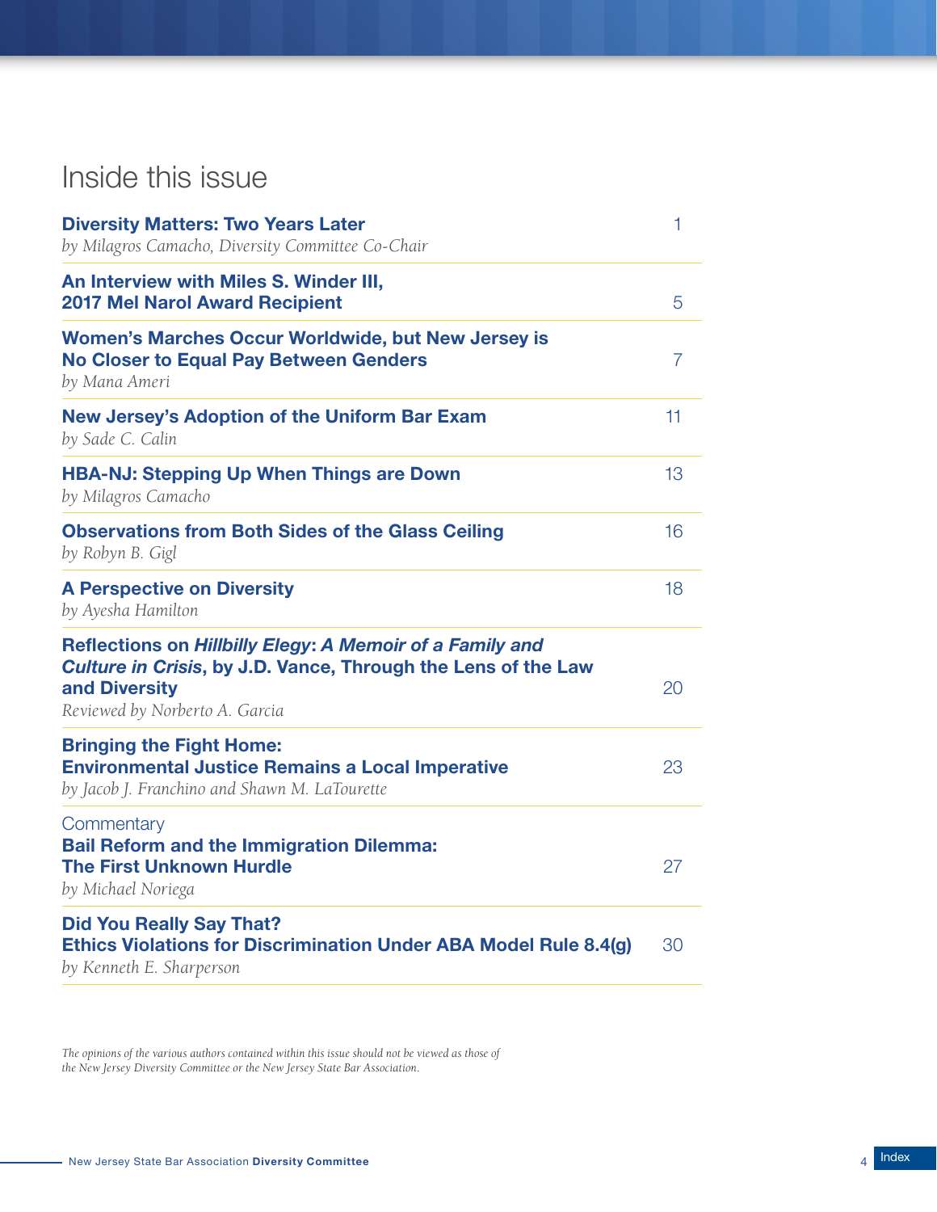# Inside this issue

| | |
|---|---|
| **Diversity Matters: Two Years Later**<br>*by Milagros Camacho, Diversity Committee Co-Chair* | 1 |
| **An Interview with Miles S. Winder III, 2017 Mel Narol Award Recipient** | 5 |
| **Women's Marches Occur Worldwide, but New Jersey is No Closer to Equal Pay Between Genders**<br>*by Mana Ameri* | 7 |
| **New Jersey's Adoption of the Uniform Bar Exam**<br>*by Sade C. Calin* | 11 |
| **HBA-NJ: Stepping Up When Things are Down**<br>*by Milagros Camacho* | 13 |
| **Observations from Both Sides of the Glass Ceiling**<br>*by Robyn B. Gigl* | 16 |
| **A Perspective on Diversity**<br>*by Ayesha Hamilton* | 18 |
| **Reflections on *Hillbilly Elegy*: *A Memoir of a Family and Culture in Crisis*, by J.D. Vance, Through the Lens of the Law and Diversity**<br>*Reviewed by Norberto A. Garcia* | 20 |
| **Bringing the Fight Home: Environmental Justice Remains a Local Imperative**<br>*by Jacob J. Franchino and Shawn M. LaTourette* | 23 |
| Commentary<br>**Bail Reform and the Immigration Dilemma: The First Unknown Hurdle**<br>*by Michael Noriega* | 27 |
| **Did You Really Say That? Ethics Violations for Discrimination Under ABA Model Rule 8.4(g)**<br>*by Kenneth E. Sharperson* | 30 |

*The opinions of the various authors contained within this issue should not be viewed as those of the New Jersey Diversity Committee or the New Jersey State Bar Association.*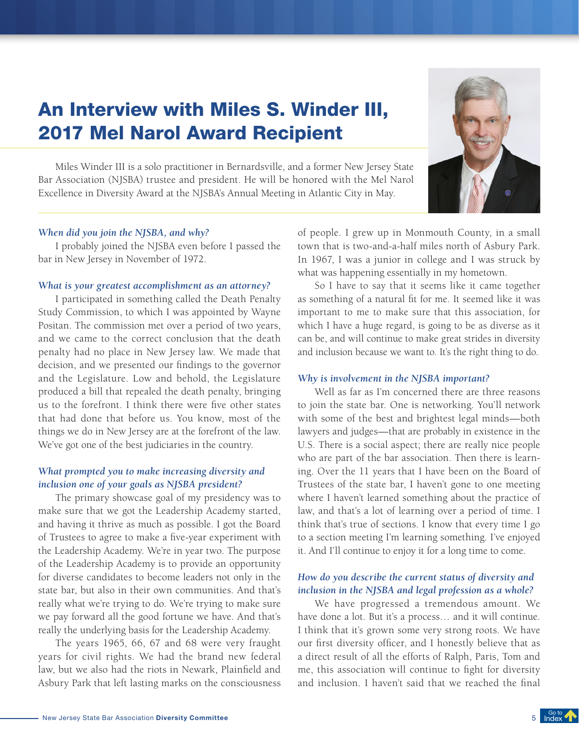# An Interview with Miles S. Winder III, 2017 Mel Narol Award Recipient

Miles Winder III is a solo practitioner in Bernardsville, and a former New Jersey State Bar Association (NJSBA) trustee and president. He will be honored with the Mel Narol Excellence in Diversity Award at the NJSBA's Annual Meeting in Atlantic City in May.

***When did you join the NJSBA, and why?***

I probably joined the NJSBA even before I passed the bar in New Jersey in November of 1972.

***What is your greatest accomplishment as an attorney?***

I participated in something called the Death Penalty Study Commission, to which I was appointed by Wayne Positan. The commission met over a period of two years, and we came to the correct conclusion that the death penalty had no place in New Jersey law. We made that decision, and we presented our findings to the governor and the Legislature. Low and behold, the Legislature produced a bill that repealed the death penalty, bringing us to the forefront. I think there were five other states that had done that before us. You know, most of the things we do in New Jersey are at the forefront of the law. We've got one of the best judiciaries in the country.

***What prompted you to make increasing diversity and inclusion one of your goals as NJSBA president?***

The primary showcase goal of my presidency was to make sure that we got the Leadership Academy started, and having it thrive as much as possible. I got the Board of Trustees to agree to make a five-year experiment with the Leadership Academy. We're in year two. The purpose of the Leadership Academy is to provide an opportunity for diverse candidates to become leaders not only in the state bar, but also in their own communities. And that's really what we're trying to do. We're trying to make sure we pay forward all the good fortune we have. And that's really the underlying basis for the Leadership Academy.

The years 1965, 66, 67 and 68 were very fraught years for civil rights. We had the brand new federal law, but we also had the riots in Newark, Plainfield and Asbury Park that left lasting marks on the consciousness of people. I grew up in Monmouth County, in a small town that is two-and-a-half miles north of Asbury Park. In 1967, I was a junior in college and I was struck by what was happening essentially in my hometown.

So I have to say that it seems like it came together as something of a natural fit for me. It seemed like it was important to me to make sure that this association, for which I have a huge regard, is going to be as diverse as it can be, and will continue to make great strides in diversity and inclusion because we want to. It's the right thing to do.

***Why is involvement in the NJSBA important?***

Well as far as I'm concerned there are three reasons to join the state bar. One is networking. You'll network with some of the best and brightest legal minds—both lawyers and judges—that are probably in existence in the U.S. There is a social aspect; there are really nice people who are part of the bar association. Then there is learning. Over the 11 years that I have been on the Board of Trustees of the state bar, I haven't gone to one meeting where I haven't learned something about the practice of law, and that's a lot of learning over a period of time. I think that's true of sections. I know that every time I go to a section meeting I'm learning something. I've enjoyed it. And I'll continue to enjoy it for a long time to come.

***How do you describe the current status of diversity and inclusion in the NJSBA and legal profession as a whole?***

We have progressed a tremendous amount. We have done a lot. But it's a process… and it will continue. I think that it's grown some very strong roots. We have our first diversity officer, and I honestly believe that as a direct result of all the efforts of Ralph, Paris, Tom and me, this association will continue to fight for diversity and inclusion. I haven't said that we reached the final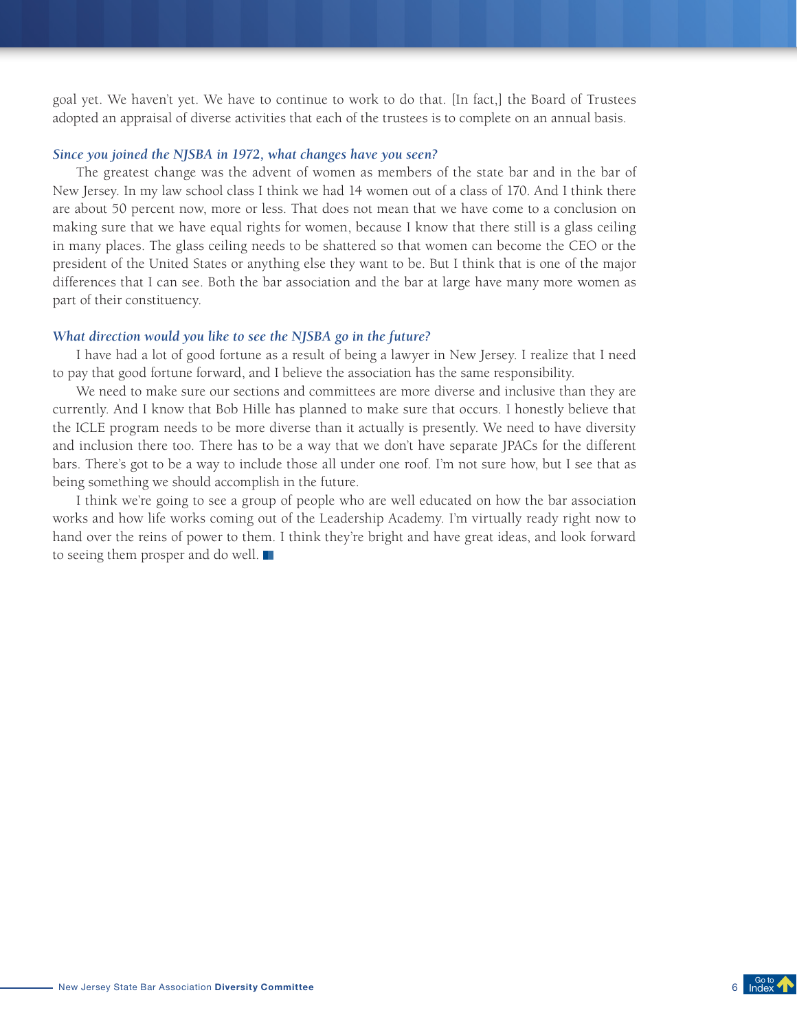goal yet. We haven't yet. We have to continue to work to do that. [In fact,] the Board of Trustees adopted an appraisal of diverse activities that each of the trustees is to complete on an annual basis.

***Since you joined the NJSBA in 1972, what changes have you seen?***

The greatest change was the advent of women as members of the state bar and in the bar of New Jersey. In my law school class I think we had 14 women out of a class of 170. And I think there are about 50 percent now, more or less. That does not mean that we have come to a conclusion on making sure that we have equal rights for women, because I know that there still is a glass ceiling in many places. The glass ceiling needs to be shattered so that women can become the CEO or the president of the United States or anything else they want to be. But I think that is one of the major differences that I can see. Both the bar association and the bar at large have many more women as part of their constituency.

***What direction would you like to see the NJSBA go in the future?***

I have had a lot of good fortune as a result of being a lawyer in New Jersey. I realize that I need to pay that good fortune forward, and I believe the association has the same responsibility.

We need to make sure our sections and committees are more diverse and inclusive than they are currently. And I know that Bob Hille has planned to make sure that occurs. I honestly believe that the ICLE program needs to be more diverse than it actually is presently. We need to have diversity and inclusion there too. There has to be a way that we don't have separate JPACs for the different bars. There's got to be a way to include those all under one roof. I'm not sure how, but I see that as being something we should accomplish in the future.

I think we're going to see a group of people who are well educated on how the bar association works and how life works coming out of the Leadership Academy. I'm virtually ready right now to hand over the reins of power to them. I think they're bright and have great ideas, and look forward to seeing them prosper and do well.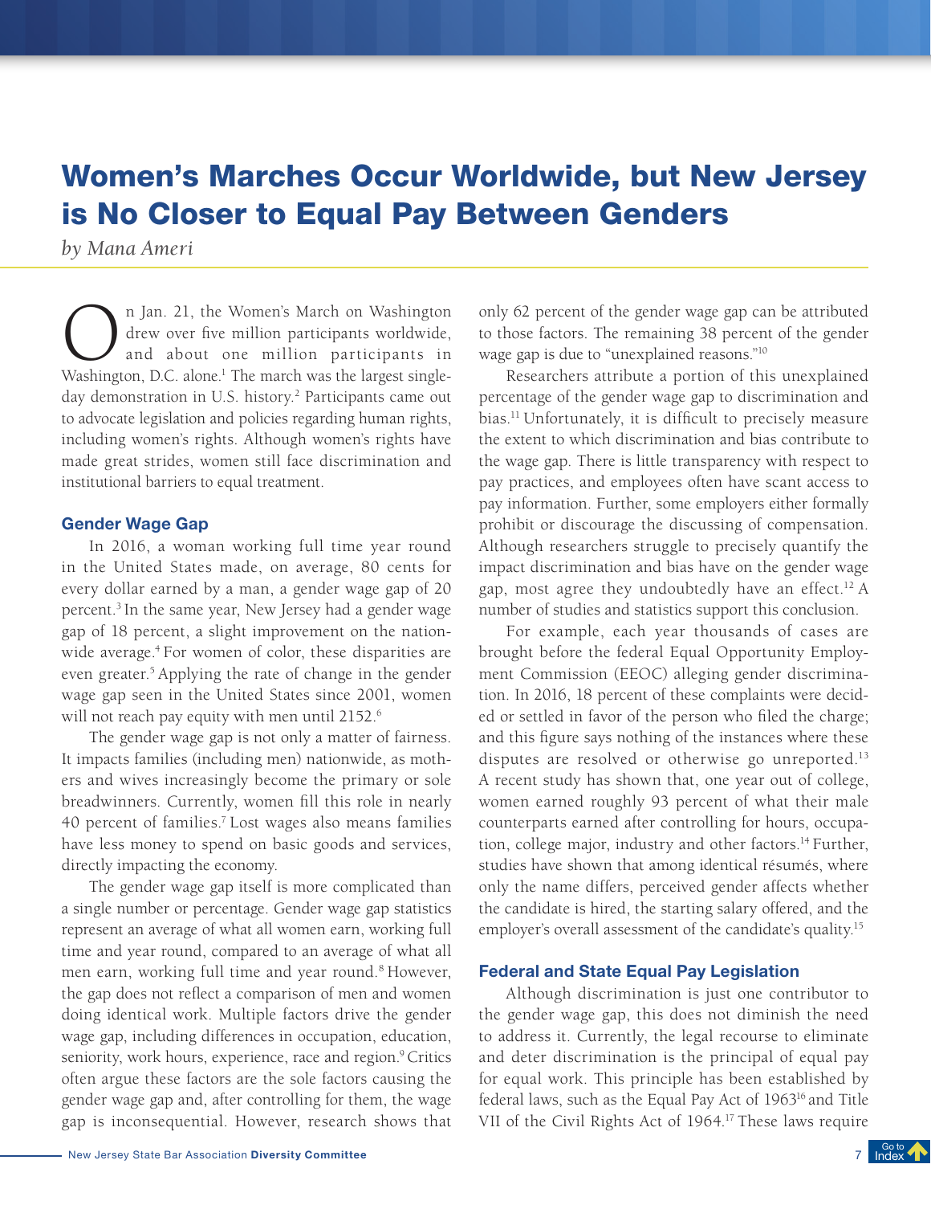# Women's Marches Occur Worldwide, but New Jersey is No Closer to Equal Pay Between Genders

*by Mana Ameri*

On Jan. 21, the Women's March on Washington drew over five million participants worldwide, and about one million participants in Washington, D.C. alone.[1] The march was the largest single-day demonstration in U.S. history.[2] Participants came out to advocate legislation and policies regarding human rights, including women's rights. Although women's rights have made great strides, women still face discrimination and institutional barriers to equal treatment.

### Gender Wage Gap

In 2016, a woman working full time year round in the United States made, on average, 80 cents for every dollar earned by a man, a gender wage gap of 20 percent.[3] In the same year, New Jersey had a gender wage gap of 18 percent, a slight improvement on the nationwide average.[4] For women of color, these disparities are even greater.[5] Applying the rate of change in the gender wage gap seen in the United States since 2001, women will not reach pay equity with men until 2152.[6]

The gender wage gap is not only a matter of fairness. It impacts families (including men) nationwide, as mothers and wives increasingly become the primary or sole breadwinners. Currently, women fill this role in nearly 40 percent of families.[7] Lost wages also means families have less money to spend on basic goods and services, directly impacting the economy.

The gender wage gap itself is more complicated than a single number or percentage. Gender wage gap statistics represent an average of what all women earn, working full time and year round, compared to an average of what all men earn, working full time and year round.[8] However, the gap does not reflect a comparison of men and women doing identical work. Multiple factors drive the gender wage gap, including differences in occupation, education, seniority, work hours, experience, race and region.[9] Critics often argue these factors are the sole factors causing the gender wage gap and, after controlling for them, the wage gap is inconsequential. However, research shows that only 62 percent of the gender wage gap can be attributed to those factors. The remaining 38 percent of the gender wage gap is due to "unexplained reasons."[10]

Researchers attribute a portion of this unexplained percentage of the gender wage gap to discrimination and bias.[11] Unfortunately, it is difficult to precisely measure the extent to which discrimination and bias contribute to the wage gap. There is little transparency with respect to pay practices, and employees often have scant access to pay information. Further, some employers either formally prohibit or discourage the discussing of compensation. Although researchers struggle to precisely quantify the impact discrimination and bias have on the gender wage gap, most agree they undoubtedly have an effect.[12] A number of studies and statistics support this conclusion.

For example, each year thousands of cases are brought before the federal Equal Opportunity Employment Commission (EEOC) alleging gender discrimination. In 2016, 18 percent of these complaints were decided or settled in favor of the person who filed the charge; and this figure says nothing of the instances where these disputes are resolved or otherwise go unreported.[13] A recent study has shown that, one year out of college, women earned roughly 93 percent of what their male counterparts earned after controlling for hours, occupation, college major, industry and other factors.[14] Further, studies have shown that among identical résumés, where only the name differs, perceived gender affects whether the candidate is hired, the starting salary offered, and the employer's overall assessment of the candidate's quality.[15]

### Federal and State Equal Pay Legislation

Although discrimination is just one contributor to the gender wage gap, this does not diminish the need to address it. Currently, the legal recourse to eliminate and deter discrimination is the principal of equal pay for equal work. This principle has been established by federal laws, such as the Equal Pay Act of 1963[16] and Title VII of the Civil Rights Act of 1964.[17] These laws require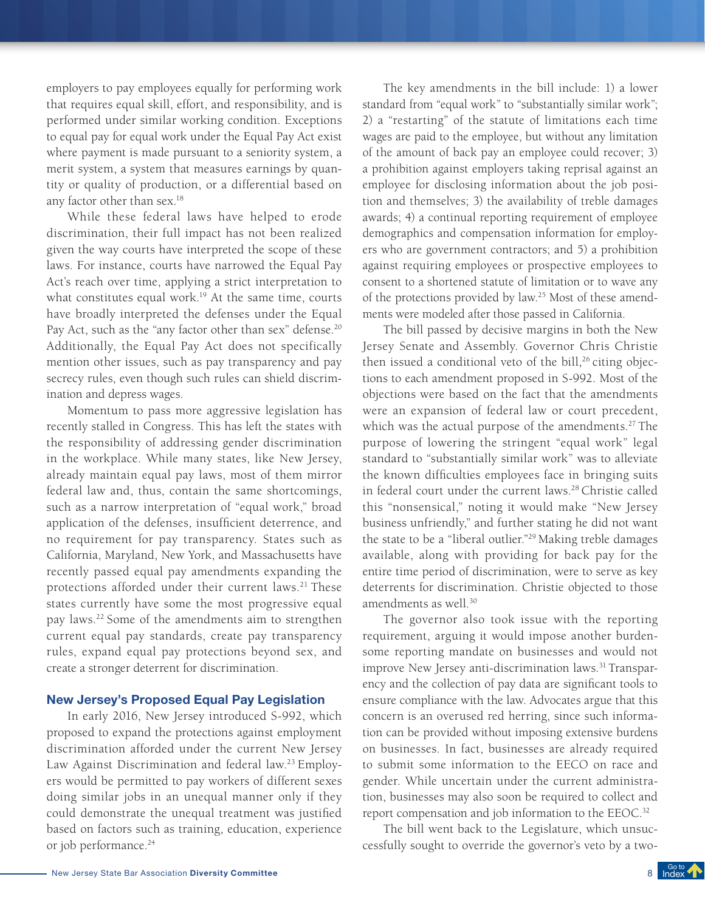employers to pay employees equally for performing work that requires equal skill, effort, and responsibility, and is performed under similar working condition. Exceptions to equal pay for equal work under the Equal Pay Act exist where payment is made pursuant to a seniority system, a merit system, a system that measures earnings by quantity or quality of production, or a differential based on any factor other than sex.[18]

While these federal laws have helped to erode discrimination, their full impact has not been realized given the way courts have interpreted the scope of these laws. For instance, courts have narrowed the Equal Pay Act's reach over time, applying a strict interpretation to what constitutes equal work.[19] At the same time, courts have broadly interpreted the defenses under the Equal Pay Act, such as the "any factor other than sex" defense.[20] Additionally, the Equal Pay Act does not specifically mention other issues, such as pay transparency and pay secrecy rules, even though such rules can shield discrimination and depress wages.

Momentum to pass more aggressive legislation has recently stalled in Congress. This has left the states with the responsibility of addressing gender discrimination in the workplace. While many states, like New Jersey, already maintain equal pay laws, most of them mirror federal law and, thus, contain the same shortcomings, such as a narrow interpretation of "equal work," broad application of the defenses, insufficient deterrence, and no requirement for pay transparency. States such as California, Maryland, New York, and Massachusetts have recently passed equal pay amendments expanding the protections afforded under their current laws.[21] These states currently have some the most progressive equal pay laws.[22] Some of the amendments aim to strengthen current equal pay standards, create pay transparency rules, expand equal pay protections beyond sex, and create a stronger deterrent for discrimination.

## New Jersey's Proposed Equal Pay Legislation

In early 2016, New Jersey introduced S-992, which proposed to expand the protections against employment discrimination afforded under the current New Jersey Law Against Discrimination and federal law.[23] Employers would be permitted to pay workers of different sexes doing similar jobs in an unequal manner only if they could demonstrate the unequal treatment was justified based on factors such as training, education, experience or job performance.[24]

The key amendments in the bill include: 1) a lower standard from "equal work" to "substantially similar work"; 2) a "restarting" of the statute of limitations each time wages are paid to the employee, but without any limitation of the amount of back pay an employee could recover; 3) a prohibition against employers taking reprisal against an employee for disclosing information about the job position and themselves; 3) the availability of treble damages awards; 4) a continual reporting requirement of employee demographics and compensation information for employers who are government contractors; and 5) a prohibition against requiring employees or prospective employees to consent to a shortened statute of limitation or to wave any of the protections provided by law.[25] Most of these amendments were modeled after those passed in California.

The bill passed by decisive margins in both the New Jersey Senate and Assembly. Governor Chris Christie then issued a conditional veto of the bill,[26] citing objections to each amendment proposed in S-992. Most of the objections were based on the fact that the amendments were an expansion of federal law or court precedent, which was the actual purpose of the amendments.[27] The purpose of lowering the stringent "equal work" legal standard to "substantially similar work" was to alleviate the known difficulties employees face in bringing suits in federal court under the current laws.[28] Christie called this "nonsensical," noting it would make "New Jersey business unfriendly," and further stating he did not want the state to be a "liberal outlier."[29] Making treble damages available, along with providing for back pay for the entire time period of discrimination, were to serve as key deterrents for discrimination. Christie objected to those amendments as well.[30]

The governor also took issue with the reporting requirement, arguing it would impose another burdensome reporting mandate on businesses and would not improve New Jersey anti-discrimination laws.[31] Transparency and the collection of pay data are significant tools to ensure compliance with the law. Advocates argue that this concern is an overused red herring, since such information can be provided without imposing extensive burdens on businesses. In fact, businesses are already required to submit some information to the EECO on race and gender. While uncertain under the current administration, businesses may also soon be required to collect and report compensation and job information to the EEOC.[32]

The bill went back to the Legislature, which unsuccessfully sought to override the governor's veto by a two-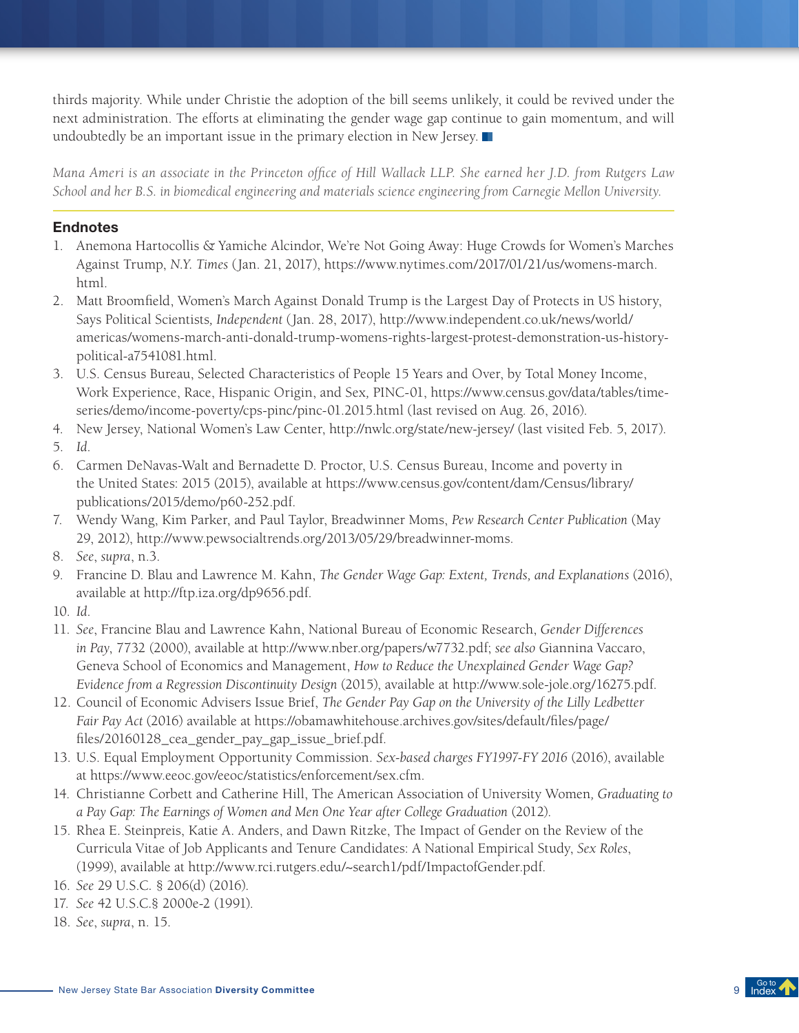thirds majority. While under Christie the adoption of the bill seems unlikely, it could be revived under the next administration. The efforts at eliminating the gender wage gap continue to gain momentum, and will undoubtedly be an important issue in the primary election in New Jersey.

*Mana Ameri is an associate in the Princeton office of Hill Wallack LLP. She earned her J.D. from Rutgers Law School and her B.S. in biomedical engineering and materials science engineering from Carnegie Mellon University.*

## Endnotes

1. Anemona Hartocollis & Yamiche Alcindor, We're Not Going Away: Huge Crowds for Women's Marches Against Trump, *N.Y. Times* (Jan. 21, 2017), https://www.nytimes.com/2017/01/21/us/womens-march.html.
2. Matt Broomfield, Women's March Against Donald Trump is the Largest Day of Protects in US history, Says Political Scientists, *Independent* (Jan. 28, 2017), http://www.independent.co.uk/news/world/americas/womens-march-anti-donald-trump-womens-rights-largest-protest-demonstration-us-history-political-a7541081.html.
3. U.S. Census Bureau, Selected Characteristics of People 15 Years and Over, by Total Money Income, Work Experience, Race, Hispanic Origin, and Sex, PINC-01, https://www.census.gov/data/tables/time-series/demo/income-poverty/cps-pinc/pinc-01.2015.html (last revised on Aug. 26, 2016).
4. New Jersey, National Women's Law Center, http://nwlc.org/state/new-jersey/ (last visited Feb. 5, 2017).
5. *Id*.
6. Carmen DeNavas-Walt and Bernadette D. Proctor, U.S. Census Bureau, Income and poverty in the United States: 2015 (2015), available at https://www.census.gov/content/dam/Census/library/publications/2015/demo/p60-252.pdf.
7. Wendy Wang, Kim Parker, and Paul Taylor, Breadwinner Moms, *Pew Research Center Publication* (May 29, 2012), http://www.pewsocialtrends.org/2013/05/29/breadwinner-moms.
8. *See*, *supra*, n.3.
9. Francine D. Blau and Lawrence M. Kahn, *The Gender Wage Gap: Extent, Trends, and Explanations* (2016), available at http://ftp.iza.org/dp9656.pdf.
10. *Id*.
11. *See*, Francine Blau and Lawrence Kahn, National Bureau of Economic Research, *Gender Differences in Pay*, 7732 (2000), available at http://www.nber.org/papers/w7732.pdf; *see also* Giannina Vaccaro, Geneva School of Economics and Management, *How to Reduce the Unexplained Gender Wage Gap? Evidence from a Regression Discontinuity Design* (2015), available at http://www.sole-jole.org/16275.pdf.
12. Council of Economic Advisers Issue Brief, *The Gender Pay Gap on the University of the Lilly Ledbetter Fair Pay Act* (2016) available at https://obamawhitehouse.archives.gov/sites/default/files/page/files/20160128_cea_gender_pay_gap_issue_brief.pdf.
13. U.S. Equal Employment Opportunity Commission. *Sex-based charges FY1997-FY 2016* (2016), available at https://www.eeoc.gov/eeoc/statistics/enforcement/sex.cfm.
14. Christianne Corbett and Catherine Hill, The American Association of University Women, *Graduating to a Pay Gap: The Earnings of Women and Men One Year after College Graduation* (2012).
15. Rhea E. Steinpreis, Katie A. Anders, and Dawn Ritzke, The Impact of Gender on the Review of the Curricula Vitae of Job Applicants and Tenure Candidates: A National Empirical Study, *Sex Roles*, (1999), available at http://www.rci.rutgers.edu/~search1/pdf/ImpactofGender.pdf.
16. *See* 29 U.S.C. § 206(d) (2016).
17. *See* 42 U.S.C.§ 2000e-2 (1991).
18. *See*, *supra*, n. 15.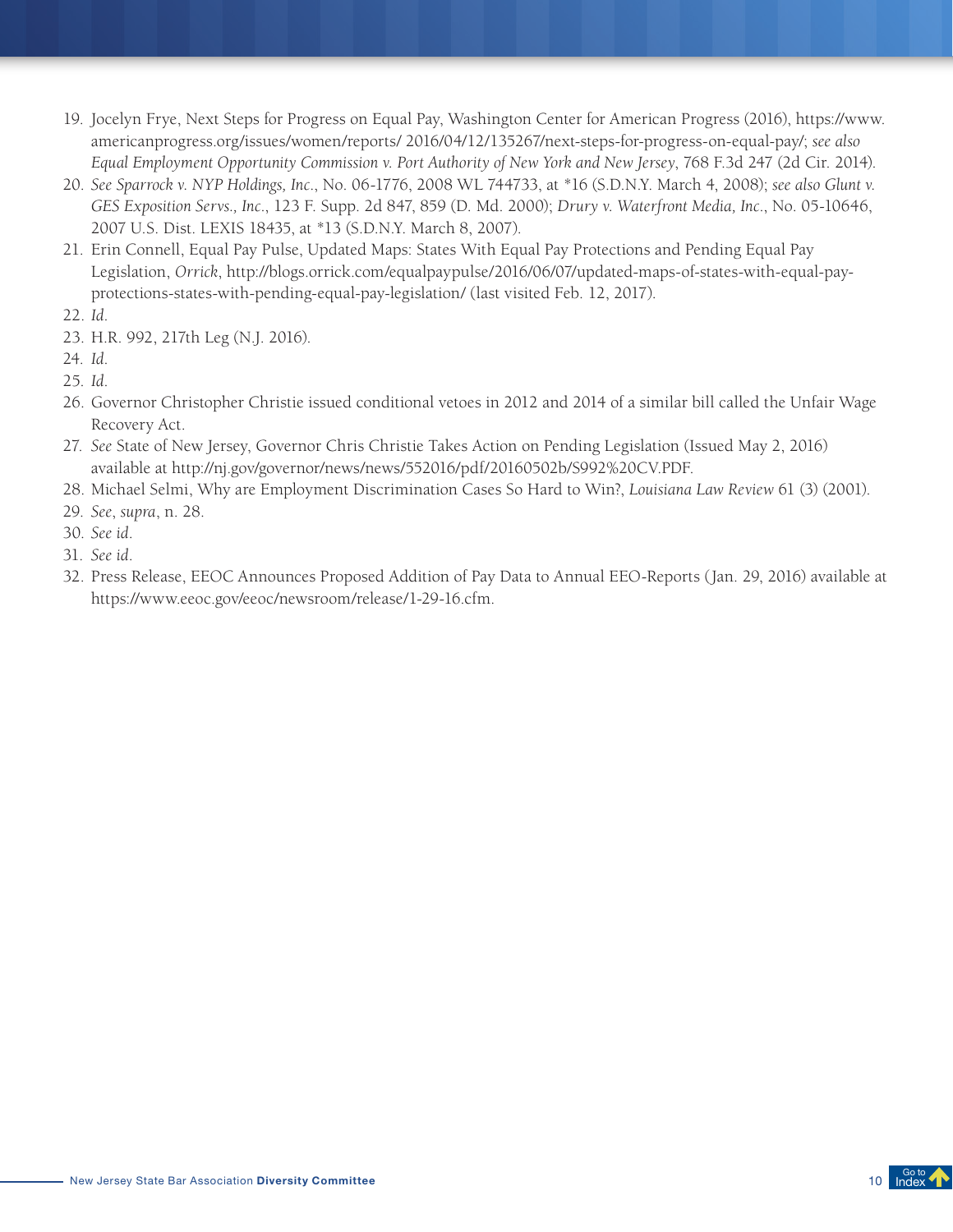19. Jocelyn Frye, Next Steps for Progress on Equal Pay, Washington Center for American Progress (2016), https://www.americanprogress.org/issues/women/reports/ 2016/04/12/135267/next-steps-for-progress-on-equal-pay/; *see also Equal Employment Opportunity Commission v. Port Authority of New York and New Jersey*, 768 F.3d 247 (2d Cir. 2014).
20. *See Sparrock v. NYP Holdings, Inc.*, No. 06-1776, 2008 WL 744733, at *16 (S.D.N.Y. March 4, 2008); *see also Glunt v. GES Exposition Servs., Inc.*, 123 F. Supp. 2d 847, 859 (D. Md. 2000); *Drury v. Waterfront Media, Inc.*, No. 05-10646, 2007 U.S. Dist. LEXIS 18435, at *13 (S.D.N.Y. March 8, 2007).
21. Erin Connell, Equal Pay Pulse, Updated Maps: States With Equal Pay Protections and Pending Equal Pay Legislation, *Orrick*, http://blogs.orrick.com/equalpaypulse/2016/06/07/updated-maps-of-states-with-equal-pay-protections-states-with-pending-equal-pay-legislation/ (last visited Feb. 12, 2017).
22. *Id.*
23. H.R. 992, 217th Leg (N.J. 2016).
24. *Id.*
25. *Id.*
26. Governor Christopher Christie issued conditional vetoes in 2012 and 2014 of a similar bill called the Unfair Wage Recovery Act.
27. *See* State of New Jersey, Governor Chris Christie Takes Action on Pending Legislation (Issued May 2, 2016) available at http://nj.gov/governor/news/news/552016/pdf/20160502b/S992%20CV.PDF.
28. Michael Selmi, Why are Employment Discrimination Cases So Hard to Win?, *Louisiana Law Review* 61 (3) (2001).
29. *See*, *supra*, n. 28.
30. *See id.*
31. *See id.*
32. Press Release, EEOC Announces Proposed Addition of Pay Data to Annual EEO-Reports (Jan. 29, 2016) available at https://www.eeoc.gov/eeoc/newsroom/release/1-29-16.cfm.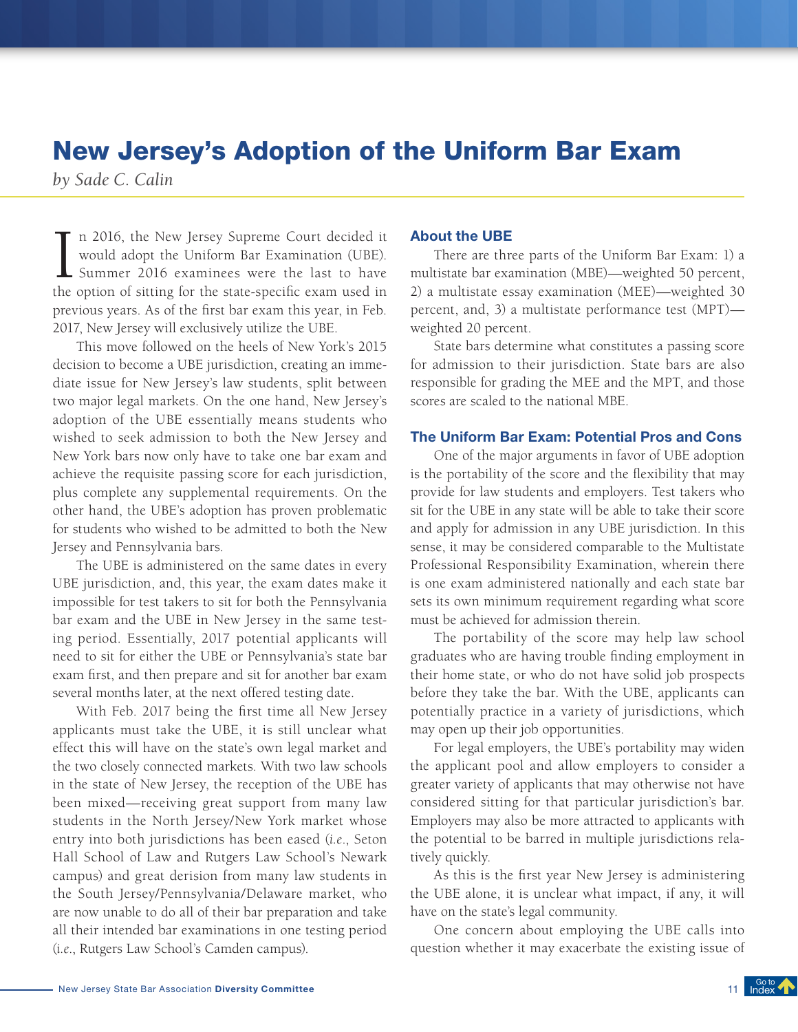# New Jersey's Adoption of the Uniform Bar Exam

*by Sade C. Calin*

In 2016, the New Jersey Supreme Court decided it would adopt the Uniform Bar Examination (UBE). Summer 2016 examinees were the last to have the option of sitting for the state-specific exam used in previous years. As of the first bar exam this year, in Feb. 2017, New Jersey will exclusively utilize the UBE.

This move followed on the heels of New York's 2015 decision to become a UBE jurisdiction, creating an immediate issue for New Jersey's law students, split between two major legal markets. On the one hand, New Jersey's adoption of the UBE essentially means students who wished to seek admission to both the New Jersey and New York bars now only have to take one bar exam and achieve the requisite passing score for each jurisdiction, plus complete any supplemental requirements. On the other hand, the UBE's adoption has proven problematic for students who wished to be admitted to both the New Jersey and Pennsylvania bars.

The UBE is administered on the same dates in every UBE jurisdiction, and, this year, the exam dates make it impossible for test takers to sit for both the Pennsylvania bar exam and the UBE in New Jersey in the same testing period. Essentially, 2017 potential applicants will need to sit for either the UBE or Pennsylvania's state bar exam first, and then prepare and sit for another bar exam several months later, at the next offered testing date.

With Feb. 2017 being the first time all New Jersey applicants must take the UBE, it is still unclear what effect this will have on the state's own legal market and the two closely connected markets. With two law schools in the state of New Jersey, the reception of the UBE has been mixed—receiving great support from many law students in the North Jersey/New York market whose entry into both jurisdictions has been eased (*i.e.*, Seton Hall School of Law and Rutgers Law School's Newark campus) and great derision from many law students in the South Jersey/Pennsylvania/Delaware market, who are now unable to do all of their bar preparation and take all their intended bar examinations in one testing period (*i.e.*, Rutgers Law School's Camden campus).

## About the UBE

There are three parts of the Uniform Bar Exam: 1) a multistate bar examination (MBE)—weighted 50 percent, 2) a multistate essay examination (MEE)—weighted 30 percent, and, 3) a multistate performance test (MPT)—weighted 20 percent.

State bars determine what constitutes a passing score for admission to their jurisdiction. State bars are also responsible for grading the MEE and the MPT, and those scores are scaled to the national MBE.

## The Uniform Bar Exam: Potential Pros and Cons

One of the major arguments in favor of UBE adoption is the portability of the score and the flexibility that may provide for law students and employers. Test takers who sit for the UBE in any state will be able to take their score and apply for admission in any UBE jurisdiction. In this sense, it may be considered comparable to the Multistate Professional Responsibility Examination, wherein there is one exam administered nationally and each state bar sets its own minimum requirement regarding what score must be achieved for admission therein.

The portability of the score may help law school graduates who are having trouble finding employment in their home state, or who do not have solid job prospects before they take the bar. With the UBE, applicants can potentially practice in a variety of jurisdictions, which may open up their job opportunities.

For legal employers, the UBE's portability may widen the applicant pool and allow employers to consider a greater variety of applicants that may otherwise not have considered sitting for that particular jurisdiction's bar. Employers may also be more attracted to applicants with the potential to be barred in multiple jurisdictions relatively quickly.

As this is the first year New Jersey is administering the UBE alone, it is unclear what impact, if any, it will have on the state's legal community.

One concern about employing the UBE calls into question whether it may exacerbate the existing issue of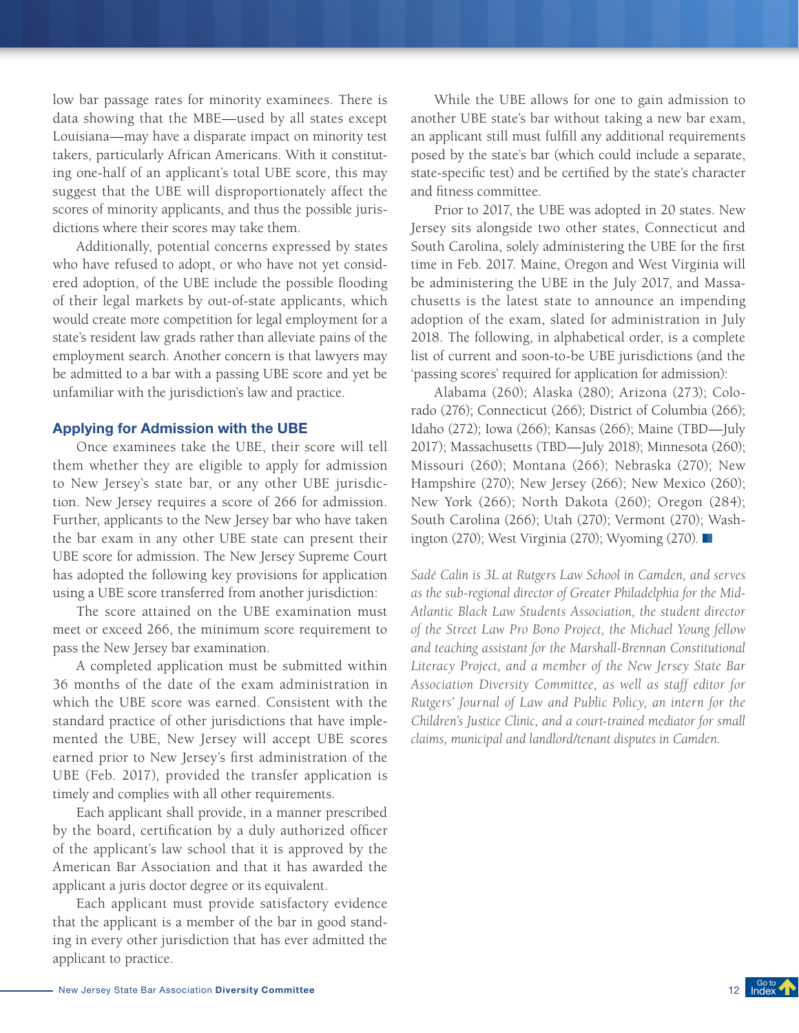low bar passage rates for minority examinees. There is data showing that the MBE—used by all states except Louisiana—may have a disparate impact on minority test takers, particularly African Americans. With it constituting one-half of an applicant's total UBE score, this may suggest that the UBE will disproportionately affect the scores of minority applicants, and thus the possible jurisdictions where their scores may take them.

Additionally, potential concerns expressed by states who have refused to adopt, or who have not yet considered adoption, of the UBE include the possible flooding of their legal markets by out-of-state applicants, which would create more competition for legal employment for a state's resident law grads rather than alleviate pains of the employment search. Another concern is that lawyers may be admitted to a bar with a passing UBE score and yet be unfamiliar with the jurisdiction's law and practice.

### Applying for Admission with the UBE

Once examinees take the UBE, their score will tell them whether they are eligible to apply for admission to New Jersey's state bar, or any other UBE jurisdiction. New Jersey requires a score of 266 for admission. Further, applicants to the New Jersey bar who have taken the bar exam in any other UBE state can present their UBE score for admission. The New Jersey Supreme Court has adopted the following key provisions for application using a UBE score transferred from another jurisdiction:

The score attained on the UBE examination must meet or exceed 266, the minimum score requirement to pass the New Jersey bar examination.

A completed application must be submitted within 36 months of the date of the exam administration in which the UBE score was earned. Consistent with the standard practice of other jurisdictions that have implemented the UBE, New Jersey will accept UBE scores earned prior to New Jersey's first administration of the UBE (Feb. 2017), provided the transfer application is timely and complies with all other requirements.

Each applicant shall provide, in a manner prescribed by the board, certification by a duly authorized officer of the applicant's law school that it is approved by the American Bar Association and that it has awarded the applicant a juris doctor degree or its equivalent.

Each applicant must provide satisfactory evidence that the applicant is a member of the bar in good standing in every other jurisdiction that has ever admitted the applicant to practice.

While the UBE allows for one to gain admission to another UBE state's bar without taking a new bar exam, an applicant still must fulfill any additional requirements posed by the state's bar (which could include a separate, state-specific test) and be certified by the state's character and fitness committee.

Prior to 2017, the UBE was adopted in 20 states. New Jersey sits alongside two other states, Connecticut and South Carolina, solely administering the UBE for the first time in Feb. 2017. Maine, Oregon and West Virginia will be administering the UBE in the July 2017, and Massachusetts is the latest state to announce an impending adoption of the exam, slated for administration in July 2018. The following, in alphabetical order, is a complete list of current and soon-to-be UBE jurisdictions (and the 'passing scores' required for application for admission):

Alabama (260); Alaska (280); Arizona (273); Colorado (276); Connecticut (266); District of Columbia (266); Idaho (272); Iowa (266); Kansas (266); Maine (TBD—July 2017); Massachusetts (TBD—July 2018); Minnesota (260); Missouri (260); Montana (266); Nebraska (270); New Hampshire (270); New Jersey (266); New Mexico (260); New York (266); North Dakota (260); Oregon (284); South Carolina (266); Utah (270); Vermont (270); Washington (270); West Virginia (270); Wyoming (270).

*Sadé Calin is 3L at Rutgers Law School in Camden, and serves as the sub-regional director of Greater Philadelphia for the Mid-Atlantic Black Law Students Association, the student director of the Street Law Pro Bono Project, the Michael Young fellow and teaching assistant for the Marshall-Brennan Constitutional Literacy Project, and a member of the New Jersey State Bar Association Diversity Committee, as well as staff editor for Rutgers' Journal of Law and Public Policy, an intern for the Children's Justice Clinic, and a court-trained mediator for small claims, municipal and landlord/tenant disputes in Camden.*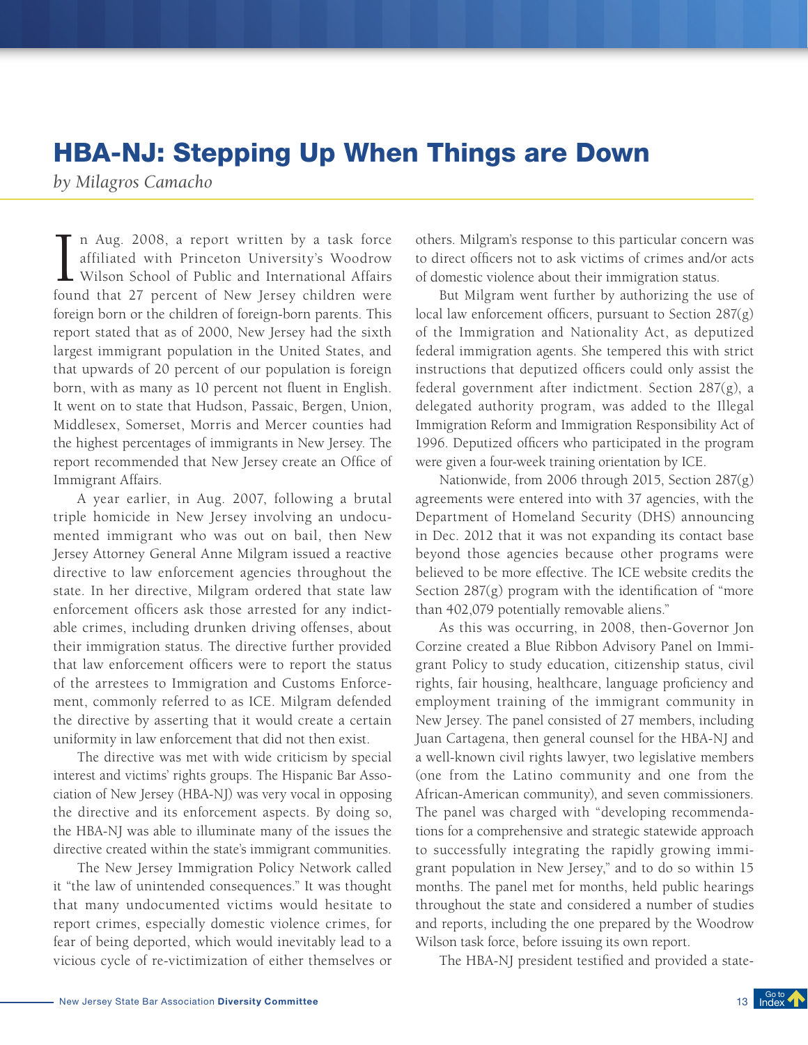# HBA-NJ: Stepping Up When Things are Down

*by Milagros Camacho*

In Aug. 2008, a report written by a task force affiliated with Princeton University's Woodrow Wilson School of Public and International Affairs found that 27 percent of New Jersey children were foreign born or the children of foreign-born parents. This report stated that as of 2000, New Jersey had the sixth largest immigrant population in the United States, and that upwards of 20 percent of our population is foreign born, with as many as 10 percent not fluent in English. It went on to state that Hudson, Passaic, Bergen, Union, Middlesex, Somerset, Morris and Mercer counties had the highest percentages of immigrants in New Jersey. The report recommended that New Jersey create an Office of Immigrant Affairs.

A year earlier, in Aug. 2007, following a brutal triple homicide in New Jersey involving an undocumented immigrant who was out on bail, then New Jersey Attorney General Anne Milgram issued a reactive directive to law enforcement agencies throughout the state. In her directive, Milgram ordered that state law enforcement officers ask those arrested for any indictable crimes, including drunken driving offenses, about their immigration status. The directive further provided that law enforcement officers were to report the status of the arrestees to Immigration and Customs Enforcement, commonly referred to as ICE. Milgram defended the directive by asserting that it would create a certain uniformity in law enforcement that did not then exist.

The directive was met with wide criticism by special interest and victims' rights groups. The Hispanic Bar Association of New Jersey (HBA-NJ) was very vocal in opposing the directive and its enforcement aspects. By doing so, the HBA-NJ was able to illuminate many of the issues the directive created within the state's immigrant communities.

The New Jersey Immigration Policy Network called it "the law of unintended consequences." It was thought that many undocumented victims would hesitate to report crimes, especially domestic violence crimes, for fear of being deported, which would inevitably lead to a vicious cycle of re-victimization of either themselves or others. Milgram's response to this particular concern was to direct officers not to ask victims of crimes and/or acts of domestic violence about their immigration status.

But Milgram went further by authorizing the use of local law enforcement officers, pursuant to Section 287(g) of the Immigration and Nationality Act, as deputized federal immigration agents. She tempered this with strict instructions that deputized officers could only assist the federal government after indictment. Section 287(g), a delegated authority program, was added to the Illegal Immigration Reform and Immigration Responsibility Act of 1996. Deputized officers who participated in the program were given a four-week training orientation by ICE.

Nationwide, from 2006 through 2015, Section 287(g) agreements were entered into with 37 agencies, with the Department of Homeland Security (DHS) announcing in Dec. 2012 that it was not expanding its contact base beyond those agencies because other programs were believed to be more effective. The ICE website credits the Section 287(g) program with the identification of "more than 402,079 potentially removable aliens."

As this was occurring, in 2008, then-Governor Jon Corzine created a Blue Ribbon Advisory Panel on Immigrant Policy to study education, citizenship status, civil rights, fair housing, healthcare, language proficiency and employment training of the immigrant community in New Jersey. The panel consisted of 27 members, including Juan Cartagena, then general counsel for the HBA-NJ and a well-known civil rights lawyer, two legislative members (one from the Latino community and one from the African-American community), and seven commissioners. The panel was charged with "developing recommendations for a comprehensive and strategic statewide approach to successfully integrating the rapidly growing immigrant population in New Jersey," and to do so within 15 months. The panel met for months, held public hearings throughout the state and considered a number of studies and reports, including the one prepared by the Woodrow Wilson task force, before issuing its own report.

The HBA-NJ president testified and provided a state-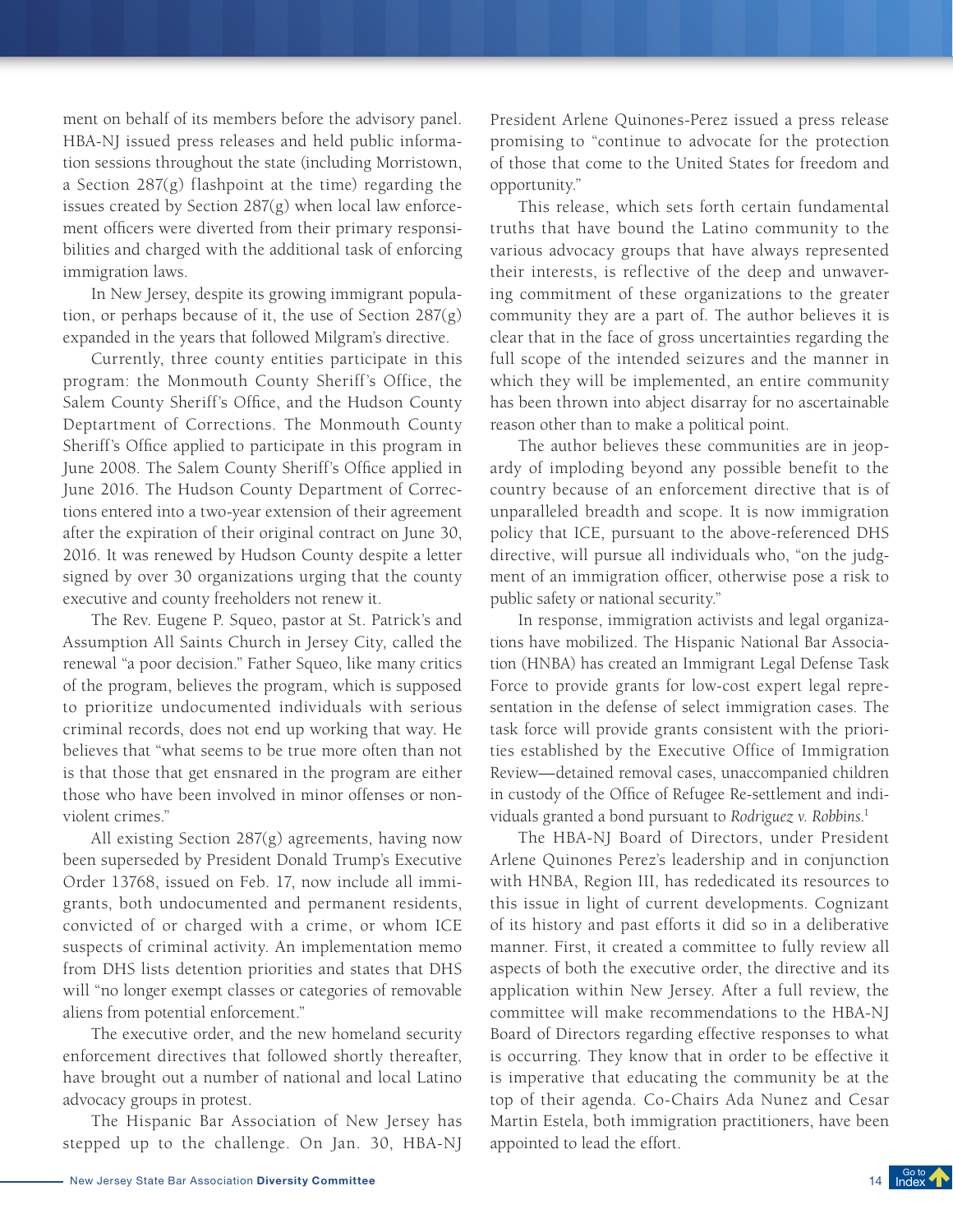ment on behalf of its members before the advisory panel. HBA-NJ issued press releases and held public information sessions throughout the state (including Morristown, a Section 287(g) flashpoint at the time) regarding the issues created by Section 287(g) when local law enforcement officers were diverted from their primary responsibilities and charged with the additional task of enforcing immigration laws.

In New Jersey, despite its growing immigrant population, or perhaps because of it, the use of Section 287(g) expanded in the years that followed Milgram's directive.

Currently, three county entities participate in this program: the Monmouth County Sheriff's Office, the Salem County Sheriff's Office, and the Hudson County Deptartment of Corrections. The Monmouth County Sheriff's Office applied to participate in this program in June 2008. The Salem County Sheriff's Office applied in June 2016. The Hudson County Department of Corrections entered into a two-year extension of their agreement after the expiration of their original contract on June 30, 2016. It was renewed by Hudson County despite a letter signed by over 30 organizations urging that the county executive and county freeholders not renew it.

The Rev. Eugene P. Squeo, pastor at St. Patrick's and Assumption All Saints Church in Jersey City, called the renewal "a poor decision." Father Squeo, like many critics of the program, believes the program, which is supposed to prioritize undocumented individuals with serious criminal records, does not end up working that way. He believes that "what seems to be true more often than not is that those that get ensnared in the program are either those who have been involved in minor offenses or nonviolent crimes."

All existing Section 287(g) agreements, having now been superseded by President Donald Trump's Executive Order 13768, issued on Feb. 17, now include all immigrants, both undocumented and permanent residents, convicted of or charged with a crime, or whom ICE suspects of criminal activity. An implementation memo from DHS lists detention priorities and states that DHS will "no longer exempt classes or categories of removable aliens from potential enforcement."

The executive order, and the new homeland security enforcement directives that followed shortly thereafter, have brought out a number of national and local Latino advocacy groups in protest.

The Hispanic Bar Association of New Jersey has stepped up to the challenge. On Jan. 30, HBA-NJ President Arlene Quinones-Perez issued a press release promising to "continue to advocate for the protection of those that come to the United States for freedom and opportunity."

This release, which sets forth certain fundamental truths that have bound the Latino community to the various advocacy groups that have always represented their interests, is reflective of the deep and unwavering commitment of these organizations to the greater community they are a part of. The author believes it is clear that in the face of gross uncertainties regarding the full scope of the intended seizures and the manner in which they will be implemented, an entire community has been thrown into abject disarray for no ascertainable reason other than to make a political point.

The author believes these communities are in jeopardy of imploding beyond any possible benefit to the country because of an enforcement directive that is of unparalleled breadth and scope. It is now immigration policy that ICE, pursuant to the above-referenced DHS directive, will pursue all individuals who, "on the judgment of an immigration officer, otherwise pose a risk to public safety or national security."

In response, immigration activists and legal organizations have mobilized. The Hispanic National Bar Association (HNBA) has created an Immigrant Legal Defense Task Force to provide grants for low-cost expert legal representation in the defense of select immigration cases. The task force will provide grants consistent with the priorities established by the Executive Office of Immigration Review—detained removal cases, unaccompanied children in custody of the Office of Refugee Re-settlement and individuals granted a bond pursuant to *Rodriguez v. Robbins*.[1]

The HBA-NJ Board of Directors, under President Arlene Quinones Perez's leadership and in conjunction with HNBA, Region III, has rededicated its resources to this issue in light of current developments. Cognizant of its history and past efforts it did so in a deliberative manner. First, it created a committee to fully review all aspects of both the executive order, the directive and its application within New Jersey. After a full review, the committee will make recommendations to the HBA-NJ Board of Directors regarding effective responses to what is occurring. They know that in order to be effective it is imperative that educating the community be at the top of their agenda. Co-Chairs Ada Nunez and Cesar Martin Estela, both immigration practitioners, have been appointed to lead the effort.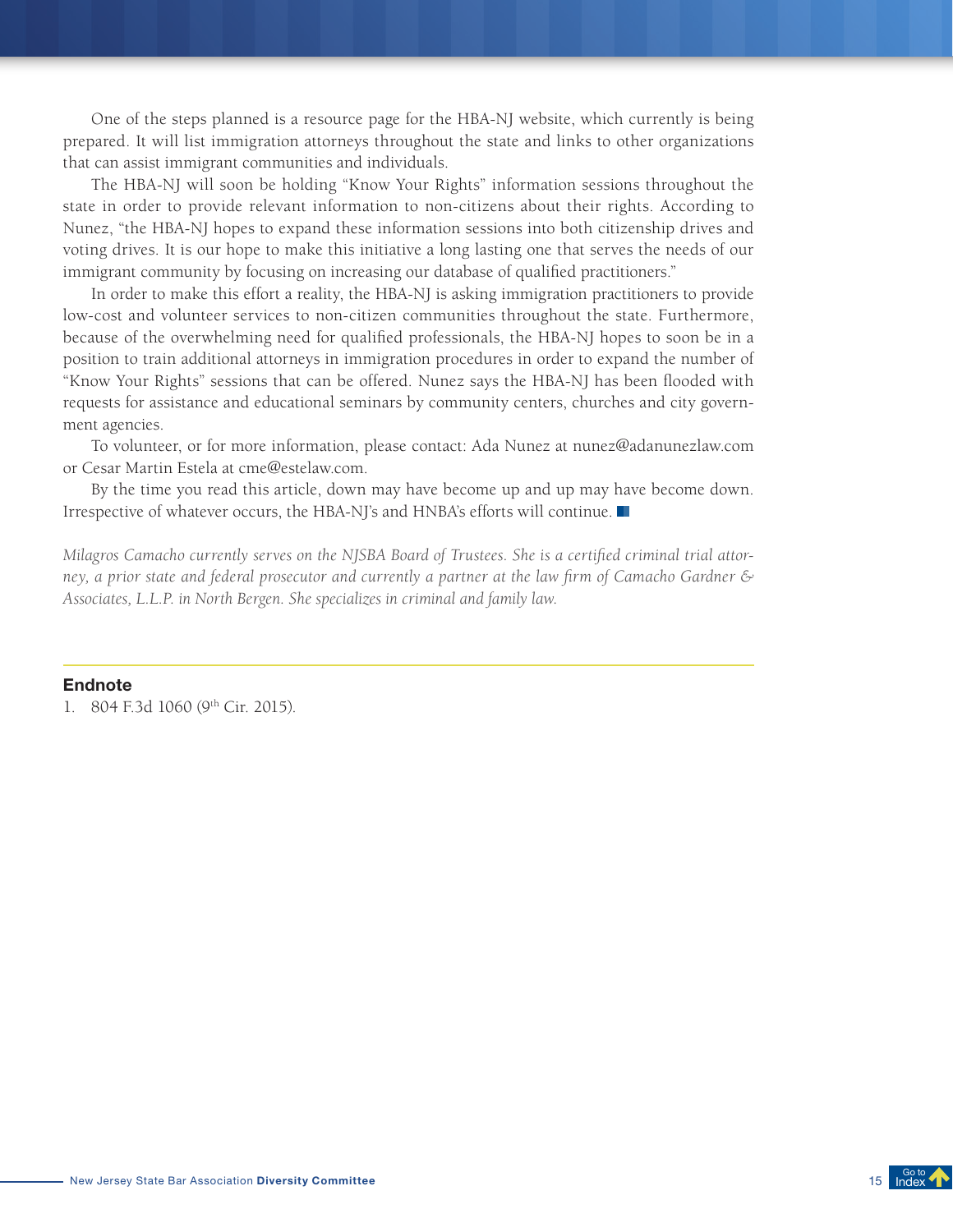One of the steps planned is a resource page for the HBA-NJ website, which currently is being prepared. It will list immigration attorneys throughout the state and links to other organizations that can assist immigrant communities and individuals.

The HBA-NJ will soon be holding "Know Your Rights" information sessions throughout the state in order to provide relevant information to non-citizens about their rights. According to Nunez, "the HBA-NJ hopes to expand these information sessions into both citizenship drives and voting drives. It is our hope to make this initiative a long lasting one that serves the needs of our immigrant community by focusing on increasing our database of qualified practitioners."

In order to make this effort a reality, the HBA-NJ is asking immigration practitioners to provide low-cost and volunteer services to non-citizen communities throughout the state. Furthermore, because of the overwhelming need for qualified professionals, the HBA-NJ hopes to soon be in a position to train additional attorneys in immigration procedures in order to expand the number of "Know Your Rights" sessions that can be offered. Nunez says the HBA-NJ has been flooded with requests for assistance and educational seminars by community centers, churches and city government agencies.

To volunteer, or for more information, please contact: Ada Nunez at nunez@adanunezlaw.com or Cesar Martin Estela at cme@estelaw.com.

By the time you read this article, down may have become up and up may have become down. Irrespective of whatever occurs, the HBA-NJ's and HNBA's efforts will continue.

*Milagros Camacho currently serves on the NJSBA Board of Trustees. She is a certified criminal trial attorney, a prior state and federal prosecutor and currently a partner at the law firm of Camacho Gardner & Associates, L.L.P. in North Bergen. She specializes in criminal and family law.*

---

## Endnote

1. 804 F.3d 1060 (9th Cir. 2015).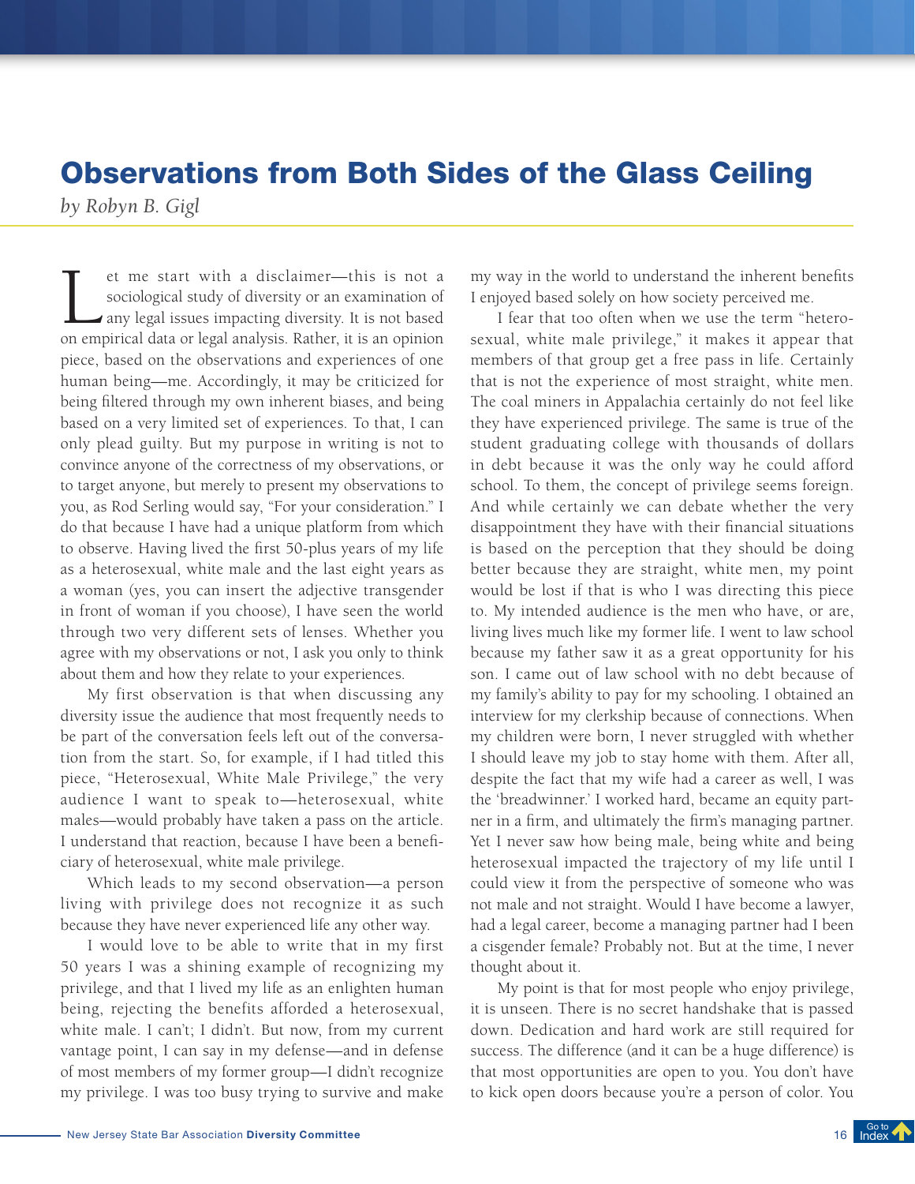# Observations from Both Sides of the Glass Ceiling

*by Robyn B. Gigl*

Let me start with a disclaimer—this is not a sociological study of diversity or an examination of any legal issues impacting diversity. It is not based on empirical data or legal analysis. Rather, it is an opinion piece, based on the observations and experiences of one human being—me. Accordingly, it may be criticized for being filtered through my own inherent biases, and being based on a very limited set of experiences. To that, I can only plead guilty. But my purpose in writing is not to convince anyone of the correctness of my observations, or to target anyone, but merely to present my observations to you, as Rod Serling would say, "For your consideration." I do that because I have had a unique platform from which to observe. Having lived the first 50-plus years of my life as a heterosexual, white male and the last eight years as a woman (yes, you can insert the adjective transgender in front of woman if you choose), I have seen the world through two very different sets of lenses. Whether you agree with my observations or not, I ask you only to think about them and how they relate to your experiences.

My first observation is that when discussing any diversity issue the audience that most frequently needs to be part of the conversation feels left out of the conversation from the start. So, for example, if I had titled this piece, "Heterosexual, White Male Privilege," the very audience I want to speak to—heterosexual, white males—would probably have taken a pass on the article. I understand that reaction, because I have been a beneficiary of heterosexual, white male privilege.

Which leads to my second observation—a person living with privilege does not recognize it as such because they have never experienced life any other way.

I would love to be able to write that in my first 50 years I was a shining example of recognizing my privilege, and that I lived my life as an enlighten human being, rejecting the benefits afforded a heterosexual, white male. I can't; I didn't. But now, from my current vantage point, I can say in my defense—and in defense of most members of my former group—I didn't recognize my privilege. I was too busy trying to survive and make my way in the world to understand the inherent benefits I enjoyed based solely on how society perceived me.

I fear that too often when we use the term "heterosexual, white male privilege," it makes it appear that members of that group get a free pass in life. Certainly that is not the experience of most straight, white men. The coal miners in Appalachia certainly do not feel like they have experienced privilege. The same is true of the student graduating college with thousands of dollars in debt because it was the only way he could afford school. To them, the concept of privilege seems foreign. And while certainly we can debate whether the very disappointment they have with their financial situations is based on the perception that they should be doing better because they are straight, white men, my point would be lost if that is who I was directing this piece to. My intended audience is the men who have, or are, living lives much like my former life. I went to law school because my father saw it as a great opportunity for his son. I came out of law school with no debt because of my family's ability to pay for my schooling. I obtained an interview for my clerkship because of connections. When my children were born, I never struggled with whether I should leave my job to stay home with them. After all, despite the fact that my wife had a career as well, I was the 'breadwinner.' I worked hard, became an equity partner in a firm, and ultimately the firm's managing partner. Yet I never saw how being male, being white and being heterosexual impacted the trajectory of my life until I could view it from the perspective of someone who was not male and not straight. Would I have become a lawyer, had a legal career, become a managing partner had I been a cisgender female? Probably not. But at the time, I never thought about it.

My point is that for most people who enjoy privilege, it is unseen. There is no secret handshake that is passed down. Dedication and hard work are still required for success. The difference (and it can be a huge difference) is that most opportunities are open to you. You don't have to kick open doors because you're a person of color. You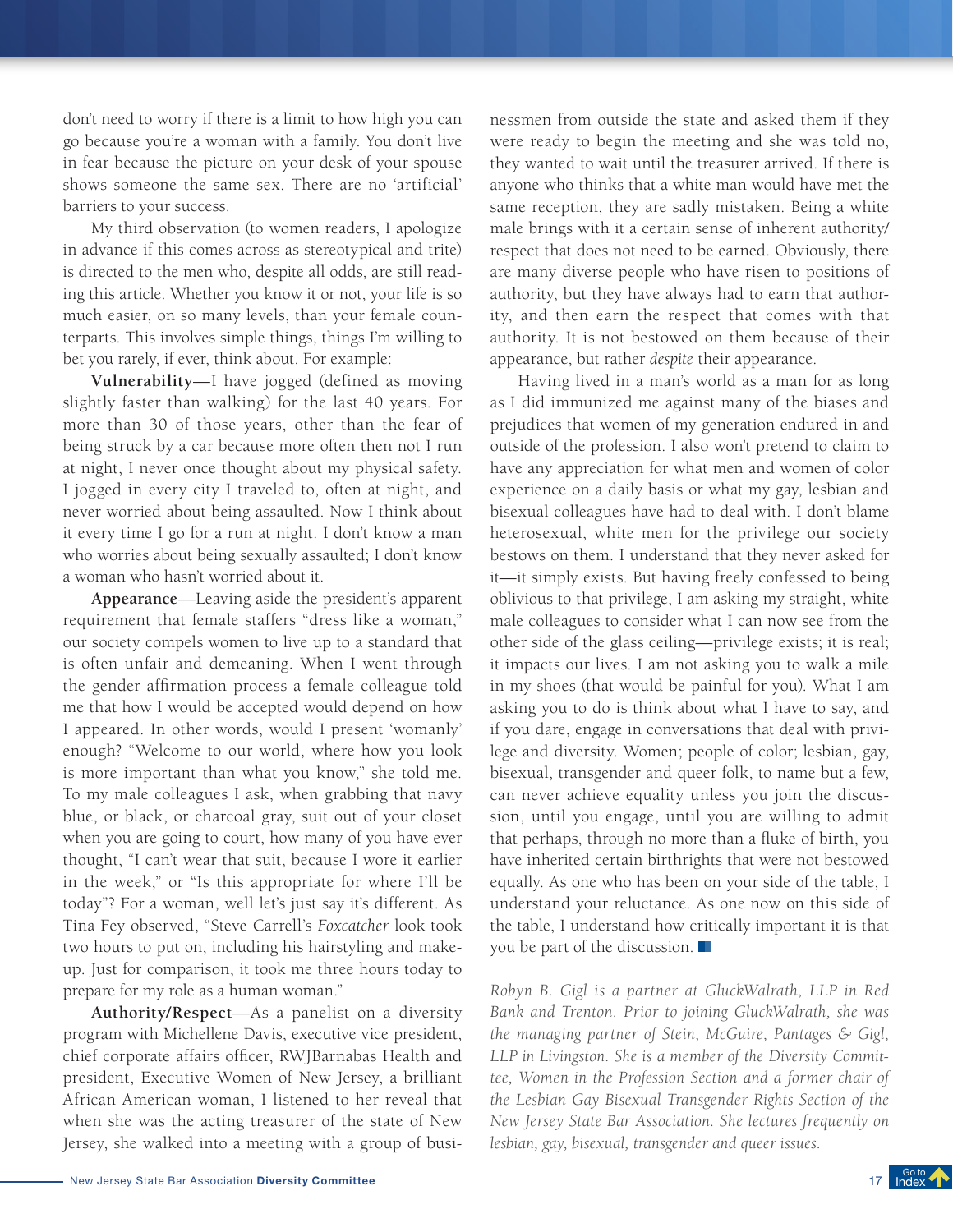don't need to worry if there is a limit to how high you can go because you're a woman with a family. You don't live in fear because the picture on your desk of your spouse shows someone the same sex. There are no 'artificial' barriers to your success.

My third observation (to women readers, I apologize in advance if this comes across as stereotypical and trite) is directed to the men who, despite all odds, are still reading this article. Whether you know it or not, your life is so much easier, on so many levels, than your female counterparts. This involves simple things, things I'm willing to bet you rarely, if ever, think about. For example:

**Vulnerability**—I have jogged (defined as moving slightly faster than walking) for the last 40 years. For more than 30 of those years, other than the fear of being struck by a car because more often then not I run at night, I never once thought about my physical safety. I jogged in every city I traveled to, often at night, and never worried about being assaulted. Now I think about it every time I go for a run at night. I don't know a man who worries about being sexually assaulted; I don't know a woman who hasn't worried about it.

**Appearance**—Leaving aside the president's apparent requirement that female staffers "dress like a woman," our society compels women to live up to a standard that is often unfair and demeaning. When I went through the gender affirmation process a female colleague told me that how I would be accepted would depend on how I appeared. In other words, would I present 'womanly' enough? "Welcome to our world, where how you look is more important than what you know," she told me. To my male colleagues I ask, when grabbing that navy blue, or black, or charcoal gray, suit out of your closet when you are going to court, how many of you have ever thought, "I can't wear that suit, because I wore it earlier in the week," or "Is this appropriate for where I'll be today"? For a woman, well let's just say it's different. As Tina Fey observed, "Steve Carrell's *Foxcatcher* look took two hours to put on, including his hairstyling and makeup. Just for comparison, it took me three hours today to prepare for my role as a human woman."

**Authority/Respect**—As a panelist on a diversity program with Michellene Davis, executive vice president, chief corporate affairs officer, RWJBarnabas Health and president, Executive Women of New Jersey, a brilliant African American woman, I listened to her reveal that when she was the acting treasurer of the state of New Jersey, she walked into a meeting with a group of businessmen from outside the state and asked them if they were ready to begin the meeting and she was told no, they wanted to wait until the treasurer arrived. If there is anyone who thinks that a white man would have met the same reception, they are sadly mistaken. Being a white male brings with it a certain sense of inherent authority/respect that does not need to be earned. Obviously, there are many diverse people who have risen to positions of authority, but they have always had to earn that authority, and then earn the respect that comes with that authority. It is not bestowed on them because of their appearance, but rather *despite* their appearance.

Having lived in a man's world as a man for as long as I did immunized me against many of the biases and prejudices that women of my generation endured in and outside of the profession. I also won't pretend to claim to have any appreciation for what men and women of color experience on a daily basis or what my gay, lesbian and bisexual colleagues have had to deal with. I don't blame heterosexual, white men for the privilege our society bestows on them. I understand that they never asked for it—it simply exists. But having freely confessed to being oblivious to that privilege, I am asking my straight, white male colleagues to consider what I can now see from the other side of the glass ceiling—privilege exists; it is real; it impacts our lives. I am not asking you to walk a mile in my shoes (that would be painful for you). What I am asking you to do is think about what I have to say, and if you dare, engage in conversations that deal with privilege and diversity. Women; people of color; lesbian, gay, bisexual, transgender and queer folk, to name but a few, can never achieve equality unless you join the discussion, until you engage, until you are willing to admit that perhaps, through no more than a fluke of birth, you have inherited certain birthrights that were not bestowed equally. As one who has been on your side of the table, I understand your reluctance. As one now on this side of the table, I understand how critically important it is that you be part of the discussion.

*Robyn B. Gigl is a partner at GluckWalrath, LLP in Red Bank and Trenton. Prior to joining GluckWalrath, she was the managing partner of Stein, McGuire, Pantages & Gigl, LLP in Livingston. She is a member of the Diversity Committee, Women in the Profession Section and a former chair of the Lesbian Gay Bisexual Transgender Rights Section of the New Jersey State Bar Association. She lectures frequently on lesbian, gay, bisexual, transgender and queer issues.*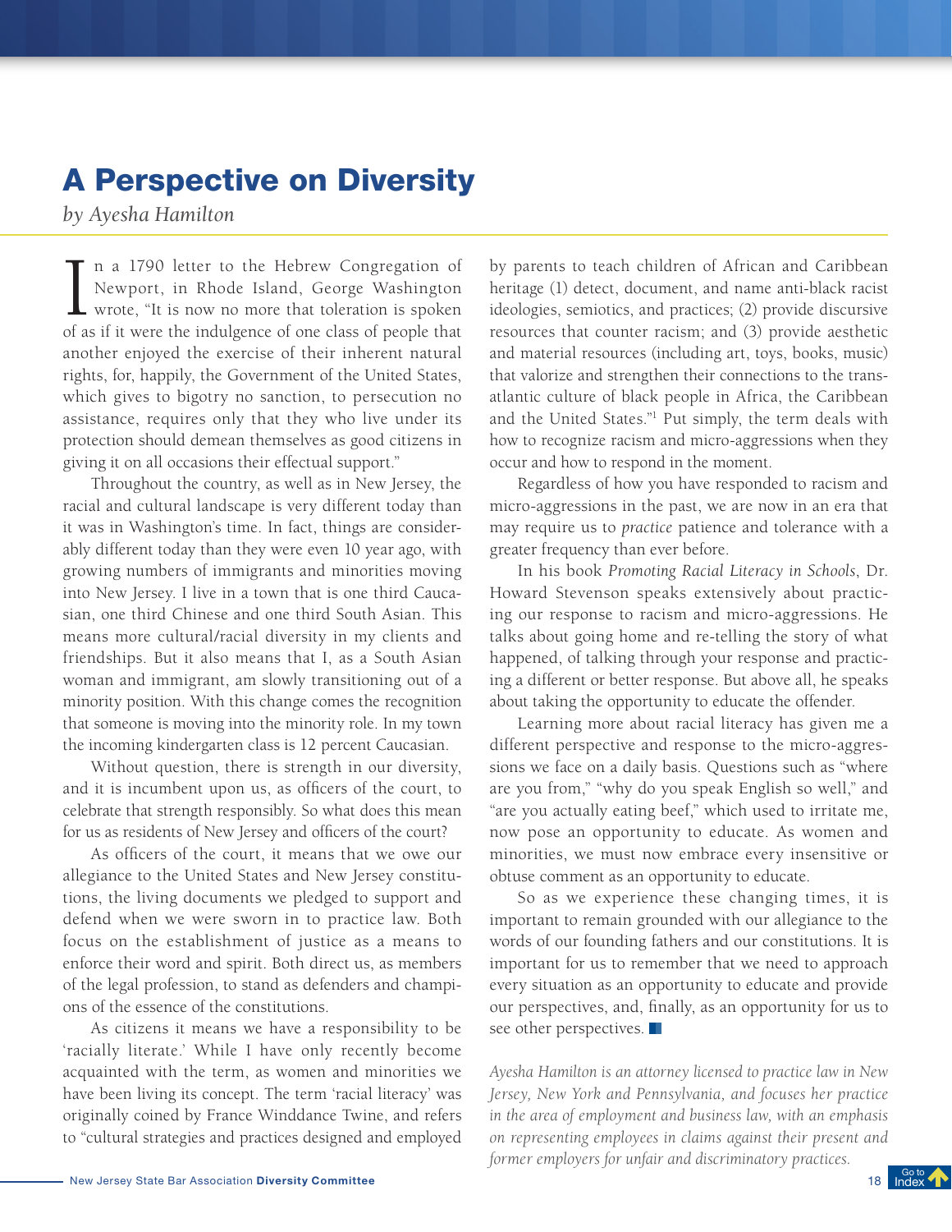# A Perspective on Diversity

*by Ayesha Hamilton*

In a 1790 letter to the Hebrew Congregation of Newport, in Rhode Island, George Washington wrote, "It is now no more that toleration is spoken of as if it were the indulgence of one class of people that another enjoyed the exercise of their inherent natural rights, for, happily, the Government of the United States, which gives to bigotry no sanction, to persecution no assistance, requires only that they who live under its protection should demean themselves as good citizens in giving it on all occasions their effectual support."

Throughout the country, as well as in New Jersey, the racial and cultural landscape is very different today than it was in Washington's time. In fact, things are considerably different today than they were even 10 year ago, with growing numbers of immigrants and minorities moving into New Jersey. I live in a town that is one third Caucasian, one third Chinese and one third South Asian. This means more cultural/racial diversity in my clients and friendships. But it also means that I, as a South Asian woman and immigrant, am slowly transitioning out of a minority position. With this change comes the recognition that someone is moving into the minority role. In my town the incoming kindergarten class is 12 percent Caucasian.

Without question, there is strength in our diversity, and it is incumbent upon us, as officers of the court, to celebrate that strength responsibly. So what does this mean for us as residents of New Jersey and officers of the court?

As officers of the court, it means that we owe our allegiance to the United States and New Jersey constitutions, the living documents we pledged to support and defend when we were sworn in to practice law. Both focus on the establishment of justice as a means to enforce their word and spirit. Both direct us, as members of the legal profession, to stand as defenders and champions of the essence of the constitutions.

As citizens it means we have a responsibility to be 'racially literate.' While I have only recently become acquainted with the term, as women and minorities we have been living its concept. The term 'racial literacy' was originally coined by France Winddance Twine, and refers to "cultural strategies and practices designed and employed by parents to teach children of African and Caribbean heritage (1) detect, document, and name anti-black racist ideologies, semiotics, and practices; (2) provide discursive resources that counter racism; and (3) provide aesthetic and material resources (including art, toys, books, music) that valorize and strengthen their connections to the trans-atlantic culture of black people in Africa, the Caribbean and the United States."[1] Put simply, the term deals with how to recognize racism and micro-aggressions when they occur and how to respond in the moment.

Regardless of how you have responded to racism and micro-aggressions in the past, we are now in an era that may require us to *practice* patience and tolerance with a greater frequency than ever before.

In his book *Promoting Racial Literacy in Schools*, Dr. Howard Stevenson speaks extensively about practicing our response to racism and micro-aggressions. He talks about going home and re-telling the story of what happened, of talking through your response and practicing a different or better response. But above all, he speaks about taking the opportunity to educate the offender.

Learning more about racial literacy has given me a different perspective and response to the micro-aggressions we face on a daily basis. Questions such as "where are you from," "why do you speak English so well," and "are you actually eating beef," which used to irritate me, now pose an opportunity to educate. As women and minorities, we must now embrace every insensitive or obtuse comment as an opportunity to educate.

So as we experience these changing times, it is important to remain grounded with our allegiance to the words of our founding fathers and our constitutions. It is important for us to remember that we need to approach every situation as an opportunity to educate and provide our perspectives, and, finally, as an opportunity for us to see other perspectives.

*Ayesha Hamilton is an attorney licensed to practice law in New Jersey, New York and Pennsylvania, and focuses her practice in the area of employment and business law, with an emphasis on representing employees in claims against their present and former employers for unfair and discriminatory practices.*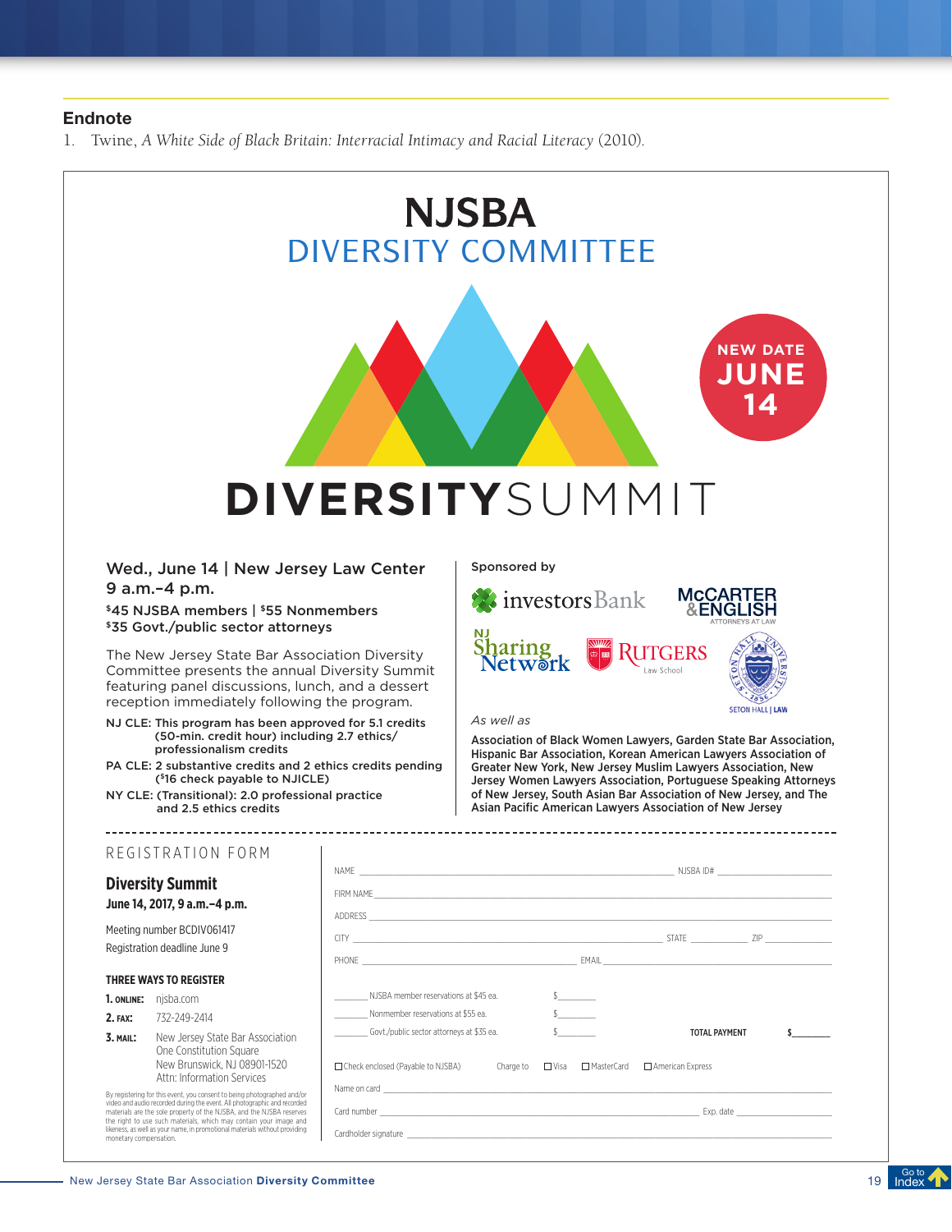## Endnote

1. Twine, *A White Side of Black Britain: Interracial Intimacy and Racial Literacy* (2010).

# NJSBA

## DIVERSITY COMMITTEE

NEW DATE JUNE 14

# DIVERSITYSUMMIT

**Wed., June 14 | New Jersey Law Center**
**9 a.m.–4 p.m.**

**$45 NJSBA members | $55 Nonmembers**
**$35 Govt./public sector attorneys**

The New Jersey State Bar Association Diversity Committee presents the annual Diversity Summit featuring panel discussions, lunch, and a dessert reception immediately following the program.

**NJ CLE:** This program has been approved for 5.1 credits (50-min. credit hour) including 2.7 ethics/professionalism credits

**PA CLE:** 2 substantive credits and 2 ethics credits pending ($16 check payable to NJICLE)

**NY CLE:** (Transitional): 2.0 professional practice and 2.5 ethics credits

Sponsored by

investors Bank
McCARTER & ENGLISH ATTORNEYS AT LAW
NJ Sharing Network
RUTGERS Law School
SETON HALL | LAW

*As well as*

**Association of Black Women Lawyers, Garden State Bar Association, Hispanic Bar Association, Korean American Lawyers Association of Greater New York, New Jersey Muslim Lawyers Association, New Jersey Women Lawyers Association, Portuguese Speaking Attorneys of New Jersey, South Asian Bar Association of New Jersey, and The Asian Pacific American Lawyers Association of New Jersey**

---

REGISTRATION FORM

## Diversity Summit

**June 14, 2017, 9 a.m.–4 p.m.**

Meeting number BCDIV061417

Registration deadline June 9

**THREE WAYS TO REGISTER**

1. **ONLINE:** njsba.com
2. **FAX:** 732-249-2414
3. **MAIL:** New Jersey State Bar Association, One Constitution Square, New Brunswick, NJ 08901-1520, Attn: Information Services

By registering for this event, you consent to being photographed and/or video and audio recorded during the event. All photographic and recorded materials are the sole property of the NJSBA, and the NJSBA reserves the right to use such materials, which may contain your image and likeness, as well as your name, in promotional materials without providing monetary compensation.

NAME ______________________ NJSBA ID# ______________

FIRM NAME ______________________

ADDRESS ______________________

CITY ______________ STATE ________ ZIP ________

PHONE ______________ EMAIL ______________

_______ NJSBA member reservations at $45 ea. $_______

_______ Nonmember reservations at $55 ea. $_______

_______ Govt./public sector attorneys at $35 ea. $_______ **TOTAL PAYMENT** $_______

☐ Check enclosed (Payable to NJSBA) Charge to ☐ Visa ☐ MasterCard ☐ American Express

Name on card ______________________

Card number ______________________ Exp. date ______________

Cardholder signature ______________________

New Jersey State Bar Association **Diversity Committee**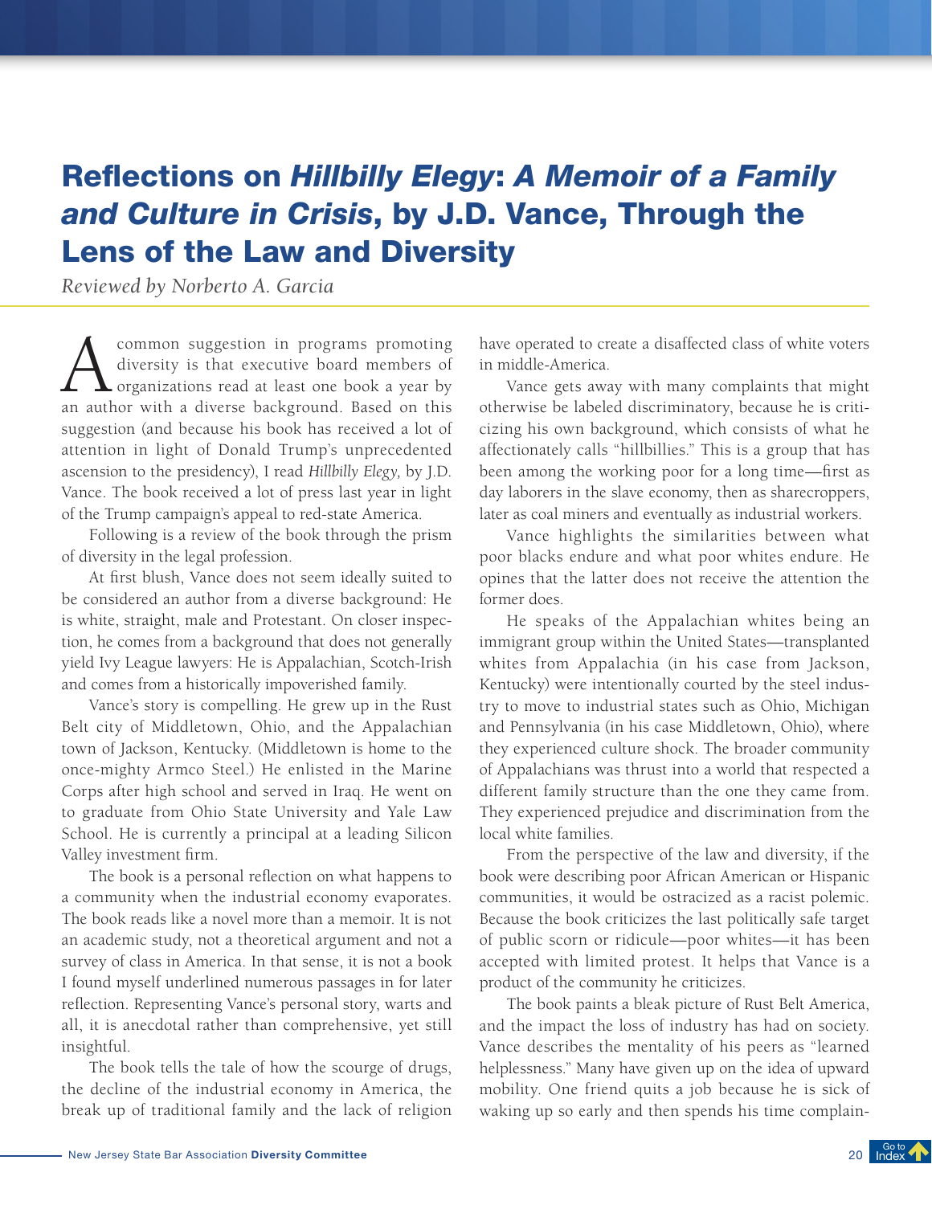# Reflections on *Hillbilly Elegy*: *A Memoir of a Family and Culture in Crisis*, by J.D. Vance, Through the Lens of the Law and Diversity

*Reviewed by Norberto A. Garcia*

A common suggestion in programs promoting diversity is that executive board members of organizations read at least one book a year by an author with a diverse background. Based on this suggestion (and because his book has received a lot of attention in light of Donald Trump's unprecedented ascension to the presidency), I read *Hillbilly Elegy,* by J.D. Vance. The book received a lot of press last year in light of the Trump campaign's appeal to red-state America.

Following is a review of the book through the prism of diversity in the legal profession.

At first blush, Vance does not seem ideally suited to be considered an author from a diverse background: He is white, straight, male and Protestant. On closer inspection, he comes from a background that does not generally yield Ivy League lawyers: He is Appalachian, Scotch-Irish and comes from a historically impoverished family.

Vance's story is compelling. He grew up in the Rust Belt city of Middletown, Ohio, and the Appalachian town of Jackson, Kentucky. (Middletown is home to the once-mighty Armco Steel.) He enlisted in the Marine Corps after high school and served in Iraq. He went on to graduate from Ohio State University and Yale Law School. He is currently a principal at a leading Silicon Valley investment firm.

The book is a personal reflection on what happens to a community when the industrial economy evaporates. The book reads like a novel more than a memoir. It is not an academic study, not a theoretical argument and not a survey of class in America. In that sense, it is not a book I found myself underlined numerous passages in for later reflection. Representing Vance's personal story, warts and all, it is anecdotal rather than comprehensive, yet still insightful.

The book tells the tale of how the scourge of drugs, the decline of the industrial economy in America, the break up of traditional family and the lack of religion have operated to create a disaffected class of white voters in middle-America.

Vance gets away with many complaints that might otherwise be labeled discriminatory, because he is criticizing his own background, which consists of what he affectionately calls "hillbillies." This is a group that has been among the working poor for a long time—first as day laborers in the slave economy, then as sharecroppers, later as coal miners and eventually as industrial workers.

Vance highlights the similarities between what poor blacks endure and what poor whites endure. He opines that the latter does not receive the attention the former does.

He speaks of the Appalachian whites being an immigrant group within the United States—transplanted whites from Appalachia (in his case from Jackson, Kentucky) were intentionally courted by the steel industry to move to industrial states such as Ohio, Michigan and Pennsylvania (in his case Middletown, Ohio), where they experienced culture shock. The broader community of Appalachians was thrust into a world that respected a different family structure than the one they came from. They experienced prejudice and discrimination from the local white families.

From the perspective of the law and diversity, if the book were describing poor African American or Hispanic communities, it would be ostracized as a racist polemic. Because the book criticizes the last politically safe target of public scorn or ridicule—poor whites—it has been accepted with limited protest. It helps that Vance is a product of the community he criticizes.

The book paints a bleak picture of Rust Belt America, and the impact the loss of industry has had on society. Vance describes the mentality of his peers as "learned helplessness." Many have given up on the idea of upward mobility. One friend quits a job because he is sick of waking up so early and then spends his time complain-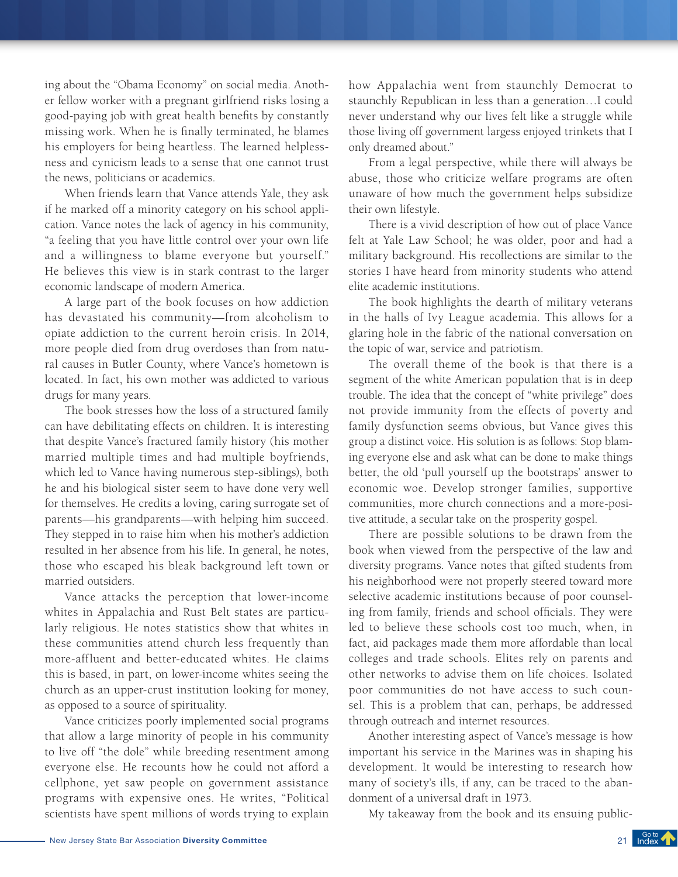ing about the "Obama Economy" on social media. Another fellow worker with a pregnant girlfriend risks losing a good-paying job with great health benefits by constantly missing work. When he is finally terminated, he blames his employers for being heartless. The learned helplessness and cynicism leads to a sense that one cannot trust the news, politicians or academics.

When friends learn that Vance attends Yale, they ask if he marked off a minority category on his school application. Vance notes the lack of agency in his community, "a feeling that you have little control over your own life and a willingness to blame everyone but yourself." He believes this view is in stark contrast to the larger economic landscape of modern America.

A large part of the book focuses on how addiction has devastated his community—from alcoholism to opiate addiction to the current heroin crisis. In 2014, more people died from drug overdoses than from natural causes in Butler County, where Vance's hometown is located. In fact, his own mother was addicted to various drugs for many years.

The book stresses how the loss of a structured family can have debilitating effects on children. It is interesting that despite Vance's fractured family history (his mother married multiple times and had multiple boyfriends, which led to Vance having numerous step-siblings), both he and his biological sister seem to have done very well for themselves. He credits a loving, caring surrogate set of parents—his grandparents—with helping him succeed. They stepped in to raise him when his mother's addiction resulted in her absence from his life. In general, he notes, those who escaped his bleak background left town or married outsiders.

Vance attacks the perception that lower-income whites in Appalachia and Rust Belt states are particularly religious. He notes statistics show that whites in these communities attend church less frequently than more-affluent and better-educated whites. He claims this is based, in part, on lower-income whites seeing the church as an upper-crust institution looking for money, as opposed to a source of spirituality.

Vance criticizes poorly implemented social programs that allow a large minority of people in his community to live off "the dole" while breeding resentment among everyone else. He recounts how he could not afford a cellphone, yet saw people on government assistance programs with expensive ones. He writes, "Political scientists have spent millions of words trying to explain how Appalachia went from staunchly Democrat to staunchly Republican in less than a generation…I could never understand why our lives felt like a struggle while those living off government largess enjoyed trinkets that I only dreamed about."

From a legal perspective, while there will always be abuse, those who criticize welfare programs are often unaware of how much the government helps subsidize their own lifestyle.

There is a vivid description of how out of place Vance felt at Yale Law School; he was older, poor and had a military background. His recollections are similar to the stories I have heard from minority students who attend elite academic institutions.

The book highlights the dearth of military veterans in the halls of Ivy League academia. This allows for a glaring hole in the fabric of the national conversation on the topic of war, service and patriotism.

The overall theme of the book is that there is a segment of the white American population that is in deep trouble. The idea that the concept of "white privilege" does not provide immunity from the effects of poverty and family dysfunction seems obvious, but Vance gives this group a distinct voice. His solution is as follows: Stop blaming everyone else and ask what can be done to make things better, the old 'pull yourself up the bootstraps' answer to economic woe. Develop stronger families, supportive communities, more church connections and a more-positive attitude, a secular take on the prosperity gospel.

There are possible solutions to be drawn from the book when viewed from the perspective of the law and diversity programs. Vance notes that gifted students from his neighborhood were not properly steered toward more selective academic institutions because of poor counseling from family, friends and school officials. They were led to believe these schools cost too much, when, in fact, aid packages made them more affordable than local colleges and trade schools. Elites rely on parents and other networks to advise them on life choices. Isolated poor communities do not have access to such counsel. This is a problem that can, perhaps, be addressed through outreach and internet resources.

Another interesting aspect of Vance's message is how important his service in the Marines was in shaping his development. It would be interesting to research how many of society's ills, if any, can be traced to the abandonment of a universal draft in 1973.

My takeaway from the book and its ensuing public-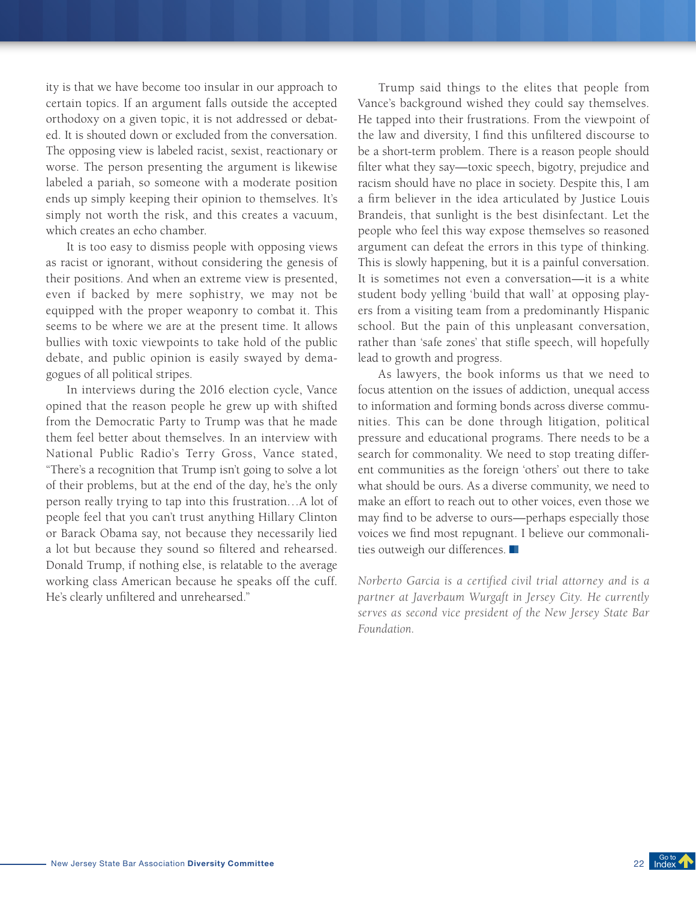ity is that we have become too insular in our approach to certain topics. If an argument falls outside the accepted orthodoxy on a given topic, it is not addressed or debated. It is shouted down or excluded from the conversation. The opposing view is labeled racist, sexist, reactionary or worse. The person presenting the argument is likewise labeled a pariah, so someone with a moderate position ends up simply keeping their opinion to themselves. It's simply not worth the risk, and this creates a vacuum, which creates an echo chamber.

It is too easy to dismiss people with opposing views as racist or ignorant, without considering the genesis of their positions. And when an extreme view is presented, even if backed by mere sophistry, we may not be equipped with the proper weaponry to combat it. This seems to be where we are at the present time. It allows bullies with toxic viewpoints to take hold of the public debate, and public opinion is easily swayed by demagogues of all political stripes.

In interviews during the 2016 election cycle, Vance opined that the reason people he grew up with shifted from the Democratic Party to Trump was that he made them feel better about themselves. In an interview with National Public Radio's Terry Gross, Vance stated, "There's a recognition that Trump isn't going to solve a lot of their problems, but at the end of the day, he's the only person really trying to tap into this frustration…A lot of people feel that you can't trust anything Hillary Clinton or Barack Obama say, not because they necessarily lied a lot but because they sound so filtered and rehearsed. Donald Trump, if nothing else, is relatable to the average working class American because he speaks off the cuff. He's clearly unfiltered and unrehearsed."

Trump said things to the elites that people from Vance's background wished they could say themselves. He tapped into their frustrations. From the viewpoint of the law and diversity, I find this unfiltered discourse to be a short-term problem. There is a reason people should filter what they say—toxic speech, bigotry, prejudice and racism should have no place in society. Despite this, I am a firm believer in the idea articulated by Justice Louis Brandeis, that sunlight is the best disinfectant. Let the people who feel this way expose themselves so reasoned argument can defeat the errors in this type of thinking. This is slowly happening, but it is a painful conversation. It is sometimes not even a conversation—it is a white student body yelling 'build that wall' at opposing players from a visiting team from a predominantly Hispanic school. But the pain of this unpleasant conversation, rather than 'safe zones' that stifle speech, will hopefully lead to growth and progress.

As lawyers, the book informs us that we need to focus attention on the issues of addiction, unequal access to information and forming bonds across diverse communities. This can be done through litigation, political pressure and educational programs. There needs to be a search for commonality. We need to stop treating different communities as the foreign 'others' out there to take what should be ours. As a diverse community, we need to make an effort to reach out to other voices, even those we may find to be adverse to ours—perhaps especially those voices we find most repugnant. I believe our commonalities outweigh our differences.

*Norberto Garcia is a certified civil trial attorney and is a partner at Javerbaum Wurgaft in Jersey City. He currently serves as second vice president of the New Jersey State Bar Foundation.*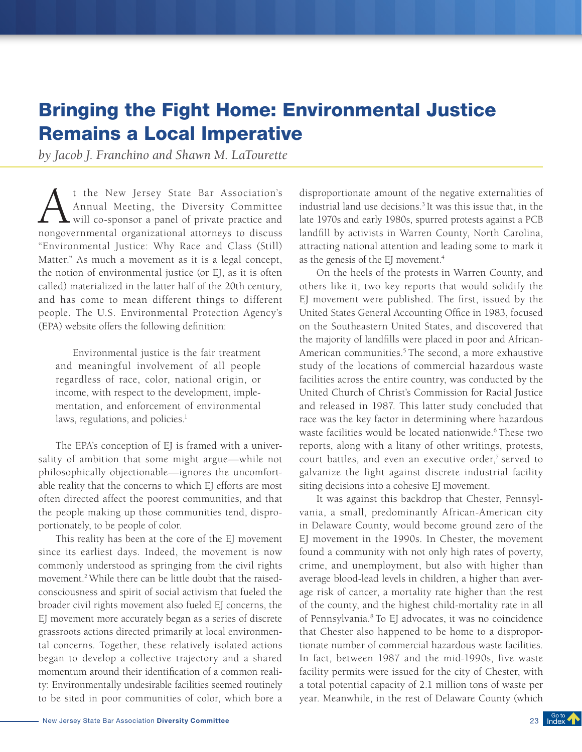# Bringing the Fight Home: Environmental Justice Remains a Local Imperative

*by Jacob J. Franchino and Shawn M. LaTourette*

At the New Jersey State Bar Association's Annual Meeting, the Diversity Committee will co-sponsor a panel of private practice and nongovernmental organizational attorneys to discuss "Environmental Justice: Why Race and Class (Still) Matter." As much a movement as it is a legal concept, the notion of environmental justice (or EJ, as it is often called) materialized in the latter half of the 20th century, and has come to mean different things to different people. The U.S. Environmental Protection Agency's (EPA) website offers the following definition:

> Environmental justice is the fair treatment and meaningful involvement of all people regardless of race, color, national origin, or income, with respect to the development, implementation, and enforcement of environmental laws, regulations, and policies.[1]

The EPA's conception of EJ is framed with a universality of ambition that some might argue—while not philosophically objectionable—ignores the uncomfortable reality that the concerns to which EJ efforts are most often directed affect the poorest communities, and that the people making up those communities tend, disproportionately, to be people of color.

This reality has been at the core of the EJ movement since its earliest days. Indeed, the movement is now commonly understood as springing from the civil rights movement.[2] While there can be little doubt that the raised-consciousness and spirit of social activism that fueled the broader civil rights movement also fueled EJ concerns, the EJ movement more accurately began as a series of discrete grassroots actions directed primarily at local environmental concerns. Together, these relatively isolated actions began to develop a collective trajectory and a shared momentum around their identification of a common reality: Environmentally undesirable facilities seemed routinely to be sited in poor communities of color, which bore a disproportionate amount of the negative externalities of industrial land use decisions.[3] It was this issue that, in the late 1970s and early 1980s, spurred protests against a PCB landfill by activists in Warren County, North Carolina, attracting national attention and leading some to mark it as the genesis of the EJ movement.[4]

On the heels of the protests in Warren County, and others like it, two key reports that would solidify the EJ movement were published. The first, issued by the United States General Accounting Office in 1983, focused on the Southeastern United States, and discovered that the majority of landfills were placed in poor and African-American communities.[5] The second, a more exhaustive study of the locations of commercial hazardous waste facilities across the entire country, was conducted by the United Church of Christ's Commission for Racial Justice and released in 1987. This latter study concluded that race was the key factor in determining where hazardous waste facilities would be located nationwide.[6] These two reports, along with a litany of other writings, protests, court battles, and even an executive order,[7] served to galvanize the fight against discrete industrial facility siting decisions into a cohesive EJ movement.

It was against this backdrop that Chester, Pennsylvania, a small, predominantly African-American city in Delaware County, would become ground zero of the EJ movement in the 1990s. In Chester, the movement found a community with not only high rates of poverty, crime, and unemployment, but also with higher than average blood-lead levels in children, a higher than average risk of cancer, a mortality rate higher than the rest of the county, and the highest child-mortality rate in all of Pennsylvania.[8] To EJ advocates, it was no coincidence that Chester also happened to be home to a disproportionate number of commercial hazardous waste facilities. In fact, between 1987 and the mid-1990s, five waste facility permits were issued for the city of Chester, with a total potential capacity of 2.1 million tons of waste per year. Meanwhile, in the rest of Delaware County (which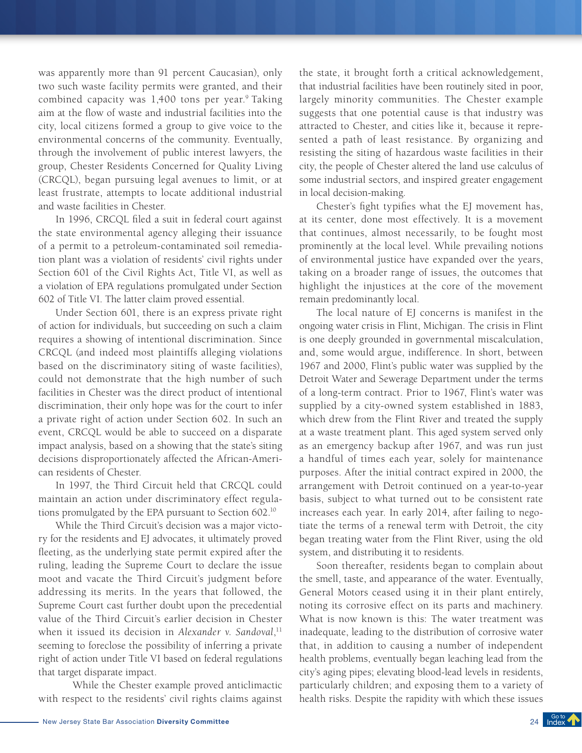was apparently more than 91 percent Caucasian), only two such waste facility permits were granted, and their combined capacity was 1,400 tons per year.[9] Taking aim at the flow of waste and industrial facilities into the city, local citizens formed a group to give voice to the environmental concerns of the community. Eventually, through the involvement of public interest lawyers, the group, Chester Residents Concerned for Quality Living (CRCQL), began pursuing legal avenues to limit, or at least frustrate, attempts to locate additional industrial and waste facilities in Chester.

In 1996, CRCQL filed a suit in federal court against the state environmental agency alleging their issuance of a permit to a petroleum-contaminated soil remediation plant was a violation of residents' civil rights under Section 601 of the Civil Rights Act, Title VI, as well as a violation of EPA regulations promulgated under Section 602 of Title VI. The latter claim proved essential.

Under Section 601, there is an express private right of action for individuals, but succeeding on such a claim requires a showing of intentional discrimination. Since CRCQL (and indeed most plaintiffs alleging violations based on the discriminatory siting of waste facilities), could not demonstrate that the high number of such facilities in Chester was the direct product of intentional discrimination, their only hope was for the court to infer a private right of action under Section 602. In such an event, CRCQL would be able to succeed on a disparate impact analysis, based on a showing that the state's siting decisions disproportionately affected the African-American residents of Chester.

In 1997, the Third Circuit held that CRCQL could maintain an action under discriminatory effect regulations promulgated by the EPA pursuant to Section 602.[10]

While the Third Circuit's decision was a major victory for the residents and EJ advocates, it ultimately proved fleeting, as the underlying state permit expired after the ruling, leading the Supreme Court to declare the issue moot and vacate the Third Circuit's judgment before addressing its merits. In the years that followed, the Supreme Court cast further doubt upon the precedential value of the Third Circuit's earlier decision in Chester when it issued its decision in *Alexander v. Sandoval*,[11] seeming to foreclose the possibility of inferring a private right of action under Title VI based on federal regulations that target disparate impact.

While the Chester example proved anticlimactic with respect to the residents' civil rights claims against the state, it brought forth a critical acknowledgement, that industrial facilities have been routinely sited in poor, largely minority communities. The Chester example suggests that one potential cause is that industry was attracted to Chester, and cities like it, because it represented a path of least resistance. By organizing and resisting the siting of hazardous waste facilities in their city, the people of Chester altered the land use calculus of some industrial sectors, and inspired greater engagement in local decision-making.

Chester's fight typifies what the EJ movement has, at its center, done most effectively. It is a movement that continues, almost necessarily, to be fought most prominently at the local level. While prevailing notions of environmental justice have expanded over the years, taking on a broader range of issues, the outcomes that highlight the injustices at the core of the movement remain predominantly local.

The local nature of EJ concerns is manifest in the ongoing water crisis in Flint, Michigan. The crisis in Flint is one deeply grounded in governmental miscalculation, and, some would argue, indifference. In short, between 1967 and 2000, Flint's public water was supplied by the Detroit Water and Sewerage Department under the terms of a long-term contract. Prior to 1967, Flint's water was supplied by a city-owned system established in 1883, which drew from the Flint River and treated the supply at a waste treatment plant. This aged system served only as an emergency backup after 1967, and was run just a handful of times each year, solely for maintenance purposes. After the initial contract expired in 2000, the arrangement with Detroit continued on a year-to-year basis, subject to what turned out to be consistent rate increases each year. In early 2014, after failing to negotiate the terms of a renewal term with Detroit, the city began treating water from the Flint River, using the old system, and distributing it to residents.

Soon thereafter, residents began to complain about the smell, taste, and appearance of the water. Eventually, General Motors ceased using it in their plant entirely, noting its corrosive effect on its parts and machinery. What is now known is this: The water treatment was inadequate, leading to the distribution of corrosive water that, in addition to causing a number of independent health problems, eventually began leaching lead from the city's aging pipes; elevating blood-lead levels in residents, particularly children; and exposing them to a variety of health risks. Despite the rapidity with which these issues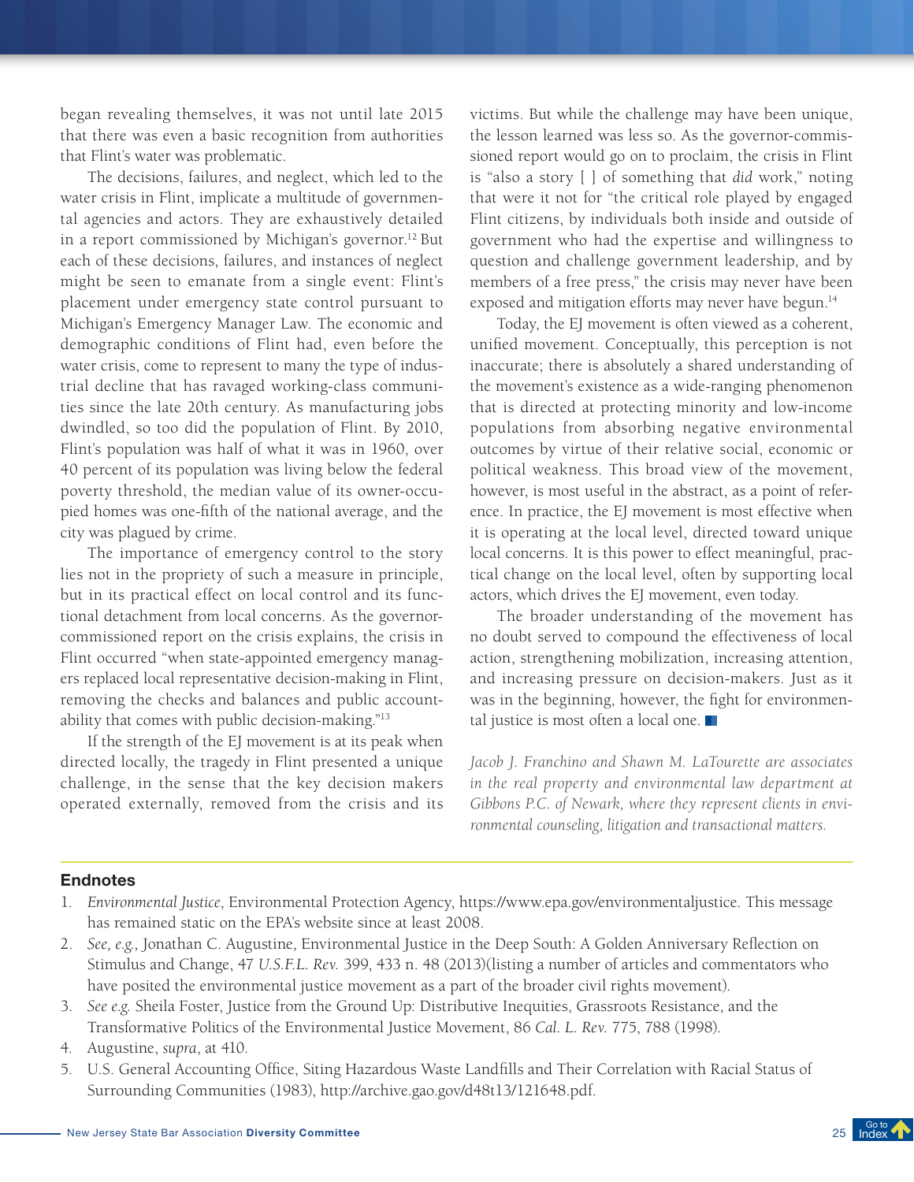began revealing themselves, it was not until late 2015 that there was even a basic recognition from authorities that Flint's water was problematic.

The decisions, failures, and neglect, which led to the water crisis in Flint, implicate a multitude of governmental agencies and actors. They are exhaustively detailed in a report commissioned by Michigan's governor.[12] But each of these decisions, failures, and instances of neglect might be seen to emanate from a single event: Flint's placement under emergency state control pursuant to Michigan's Emergency Manager Law. The economic and demographic conditions of Flint had, even before the water crisis, come to represent to many the type of industrial decline that has ravaged working-class communities since the late 20th century. As manufacturing jobs dwindled, so too did the population of Flint. By 2010, Flint's population was half of what it was in 1960, over 40 percent of its population was living below the federal poverty threshold, the median value of its owner-occupied homes was one-fifth of the national average, and the city was plagued by crime.

The importance of emergency control to the story lies not in the propriety of such a measure in principle, but in its practical effect on local control and its functional detachment from local concerns. As the governor-commissioned report on the crisis explains, the crisis in Flint occurred "when state-appointed emergency managers replaced local representative decision-making in Flint, removing the checks and balances and public accountability that comes with public decision-making."[13]

If the strength of the EJ movement is at its peak when directed locally, the tragedy in Flint presented a unique challenge, in the sense that the key decision makers operated externally, removed from the crisis and its victims. But while the challenge may have been unique, the lesson learned was less so. As the governor-commissioned report would go on to proclaim, the crisis in Flint is "also a story [ ] of something that *did* work," noting that were it not for "the critical role played by engaged Flint citizens, by individuals both inside and outside of government who had the expertise and willingness to question and challenge government leadership, and by members of a free press," the crisis may never have been exposed and mitigation efforts may never have begun.[14]

Today, the EJ movement is often viewed as a coherent, unified movement. Conceptually, this perception is not inaccurate; there is absolutely a shared understanding of the movement's existence as a wide-ranging phenomenon that is directed at protecting minority and low-income populations from absorbing negative environmental outcomes by virtue of their relative social, economic or political weakness. This broad view of the movement, however, is most useful in the abstract, as a point of reference. In practice, the EJ movement is most effective when it is operating at the local level, directed toward unique local concerns. It is this power to effect meaningful, practical change on the local level, often by supporting local actors, which drives the EJ movement, even today.

The broader understanding of the movement has no doubt served to compound the effectiveness of local action, strengthening mobilization, increasing attention, and increasing pressure on decision-makers. Just as it was in the beginning, however, the fight for environmental justice is most often a local one.

*Jacob J. Franchino and Shawn M. LaTourette are associates in the real property and environmental law department at Gibbons P.C. of Newark, where they represent clients in environmental counseling, litigation and transactional matters.*

## Endnotes

1. *Environmental Justice*, Environmental Protection Agency, https://www.epa.gov/environmentaljustice. This message has remained static on the EPA's website since at least 2008.
2. *See, e.g.,* Jonathan C. Augustine, Environmental Justice in the Deep South: A Golden Anniversary Reflection on Stimulus and Change, 47 *U.S.F.L. Rev.* 399, 433 n. 48 (2013)(listing a number of articles and commentators who have posited the environmental justice movement as a part of the broader civil rights movement).
3. *See e.g.* Sheila Foster, Justice from the Ground Up: Distributive Inequities, Grassroots Resistance, and the Transformative Politics of the Environmental Justice Movement, 86 *Cal. L. Rev.* 775, 788 (1998).
4. Augustine, *supra*, at 410.
5. U.S. General Accounting Office, Siting Hazardous Waste Landfills and Their Correlation with Racial Status of Surrounding Communities (1983), http://archive.gao.gov/d48t13/121648.pdf.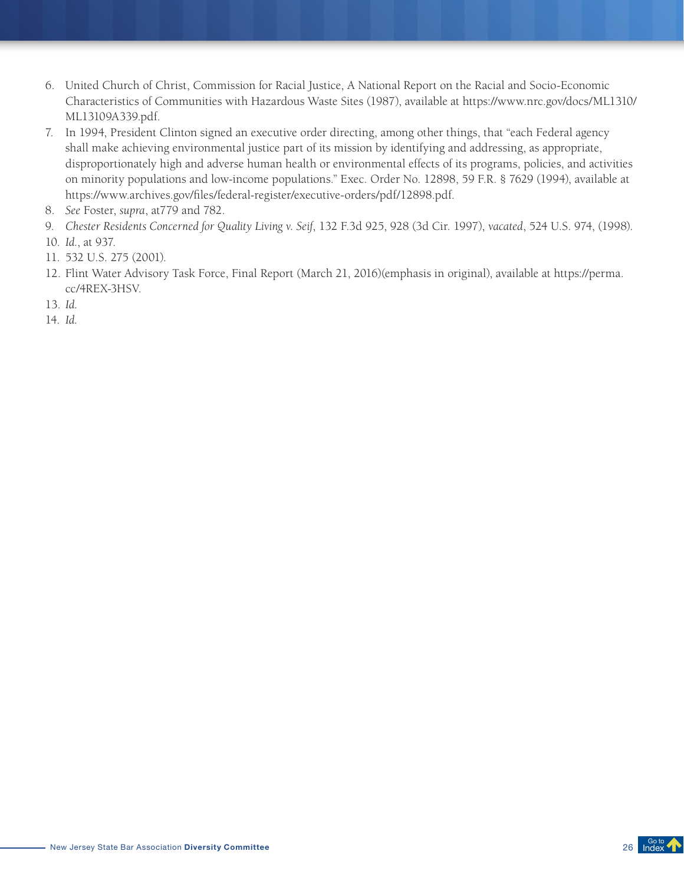6. United Church of Christ, Commission for Racial Justice, A National Report on the Racial and Socio-Economic Characteristics of Communities with Hazardous Waste Sites (1987), available at https://www.nrc.gov/docs/ML1310/ML13109A339.pdf.
7. In 1994, President Clinton signed an executive order directing, among other things, that "each Federal agency shall make achieving environmental justice part of its mission by identifying and addressing, as appropriate, disproportionately high and adverse human health or environmental effects of its programs, policies, and activities on minority populations and low-income populations." Exec. Order No. 12898, 59 F.R. § 7629 (1994), available at https://www.archives.gov/files/federal-register/executive-orders/pdf/12898.pdf.
8. *See* Foster, *supra*, at779 and 782.
9. *Chester Residents Concerned for Quality Living v. Seif*, 132 F.3d 925, 928 (3d Cir. 1997), *vacated*, 524 U.S. 974, (1998).
10. *Id.*, at 937.
11. 532 U.S. 275 (2001).
12. Flint Water Advisory Task Force, Final Report (March 21, 2016)(emphasis in original), available at https://perma.cc/4REX-3HSV.
13. *Id.*
14. *Id.*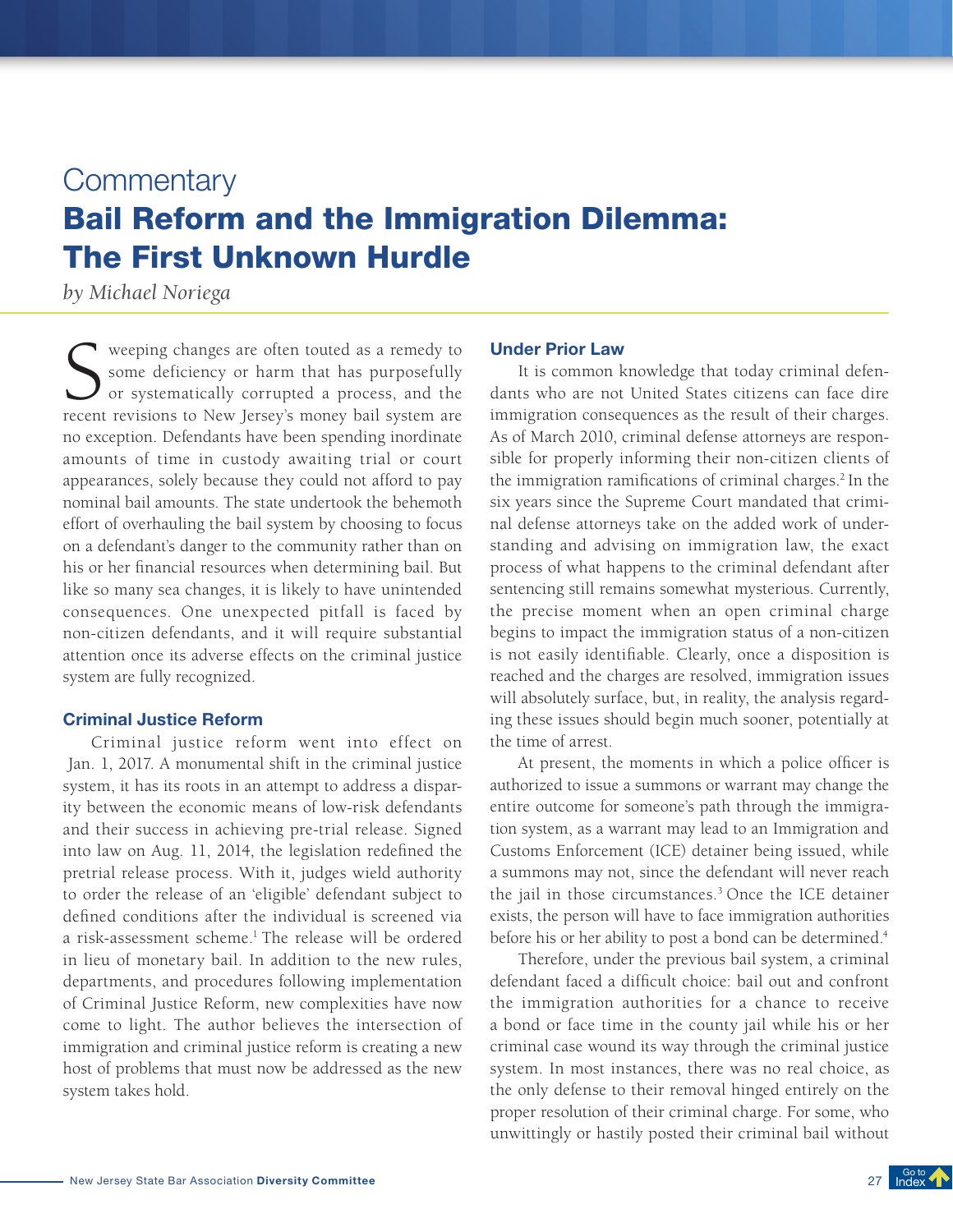# Commentary

# Bail Reform and the Immigration Dilemma: The First Unknown Hurdle

*by Michael Noriega*

Sweeping changes are often touted as a remedy to some deficiency or harm that has purposefully or systematically corrupted a process, and the recent revisions to New Jersey's money bail system are no exception. Defendants have been spending inordinate amounts of time in custody awaiting trial or court appearances, solely because they could not afford to pay nominal bail amounts. The state undertook the behemoth effort of overhauling the bail system by choosing to focus on a defendant's danger to the community rather than on his or her financial resources when determining bail. But like so many sea changes, it is likely to have unintended consequences. One unexpected pitfall is faced by non-citizen defendants, and it will require substantial attention once its adverse effects on the criminal justice system are fully recognized.

### Criminal Justice Reform

Criminal justice reform went into effect on Jan. 1, 2017. A monumental shift in the criminal justice system, it has its roots in an attempt to address a disparity between the economic means of low-risk defendants and their success in achieving pre-trial release. Signed into law on Aug. 11, 2014, the legislation redefined the pretrial release process. With it, judges wield authority to order the release of an 'eligible' defendant subject to defined conditions after the individual is screened via a risk-assessment scheme.[1] The release will be ordered in lieu of monetary bail. In addition to the new rules, departments, and procedures following implementation of Criminal Justice Reform, new complexities have now come to light. The author believes the intersection of immigration and criminal justice reform is creating a new host of problems that must now be addressed as the new system takes hold.

### Under Prior Law

It is common knowledge that today criminal defendants who are not United States citizens can face dire immigration consequences as the result of their charges. As of March 2010, criminal defense attorneys are responsible for properly informing their non-citizen clients of the immigration ramifications of criminal charges.[2] In the six years since the Supreme Court mandated that criminal defense attorneys take on the added work of understanding and advising on immigration law, the exact process of what happens to the criminal defendant after sentencing still remains somewhat mysterious. Currently, the precise moment when an open criminal charge begins to impact the immigration status of a non-citizen is not easily identifiable. Clearly, once a disposition is reached and the charges are resolved, immigration issues will absolutely surface, but, in reality, the analysis regarding these issues should begin much sooner, potentially at the time of arrest.

At present, the moments in which a police officer is authorized to issue a summons or warrant may change the entire outcome for someone's path through the immigration system, as a warrant may lead to an Immigration and Customs Enforcement (ICE) detainer being issued, while a summons may not, since the defendant will never reach the jail in those circumstances.[3] Once the ICE detainer exists, the person will have to face immigration authorities before his or her ability to post a bond can be determined.[4]

Therefore, under the previous bail system, a criminal defendant faced a difficult choice: bail out and confront the immigration authorities for a chance to receive a bond or face time in the county jail while his or her criminal case wound its way through the criminal justice system. In most instances, there was no real choice, as the only defense to their removal hinged entirely on the proper resolution of their criminal charge. For some, who unwittingly or hastily posted their criminal bail without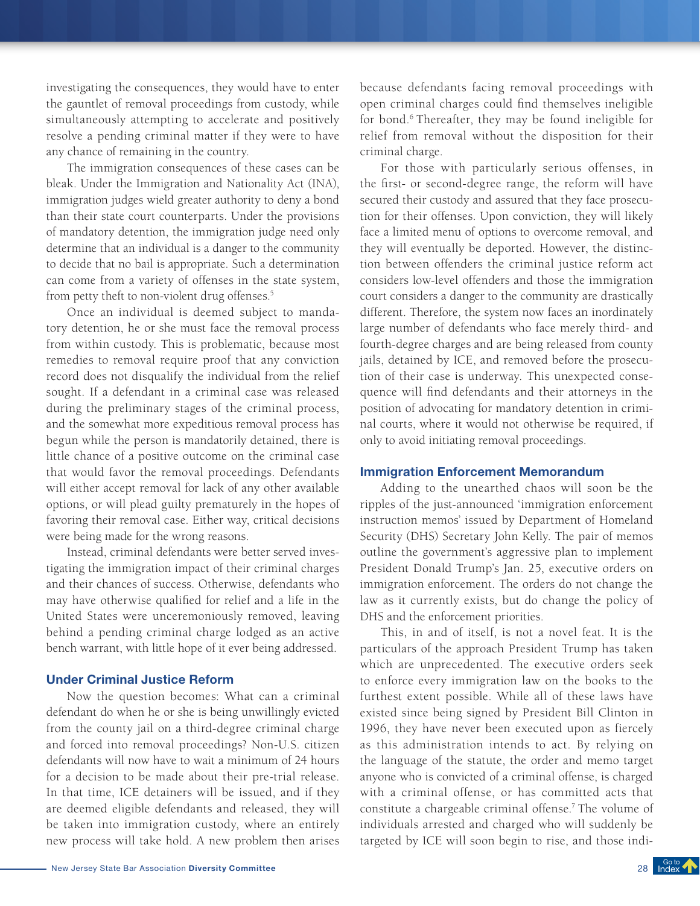investigating the consequences, they would have to enter the gauntlet of removal proceedings from custody, while simultaneously attempting to accelerate and positively resolve a pending criminal matter if they were to have any chance of remaining in the country.

The immigration consequences of these cases can be bleak. Under the Immigration and Nationality Act (INA), immigration judges wield greater authority to deny a bond than their state court counterparts. Under the provisions of mandatory detention, the immigration judge need only determine that an individual is a danger to the community to decide that no bail is appropriate. Such a determination can come from a variety of offenses in the state system, from petty theft to non-violent drug offenses.[5]

Once an individual is deemed subject to mandatory detention, he or she must face the removal process from within custody. This is problematic, because most remedies to removal require proof that any conviction record does not disqualify the individual from the relief sought. If a defendant in a criminal case was released during the preliminary stages of the criminal process, and the somewhat more expeditious removal process has begun while the person is mandatorily detained, there is little chance of a positive outcome on the criminal case that would favor the removal proceedings. Defendants will either accept removal for lack of any other available options, or will plead guilty prematurely in the hopes of favoring their removal case. Either way, critical decisions were being made for the wrong reasons.

Instead, criminal defendants were better served investigating the immigration impact of their criminal charges and their chances of success. Otherwise, defendants who may have otherwise qualified for relief and a life in the United States were unceremoniously removed, leaving behind a pending criminal charge lodged as an active bench warrant, with little hope of it ever being addressed.

### Under Criminal Justice Reform

Now the question becomes: What can a criminal defendant do when he or she is being unwillingly evicted from the county jail on a third-degree criminal charge and forced into removal proceedings? Non-U.S. citizen defendants will now have to wait a minimum of 24 hours for a decision to be made about their pre-trial release. In that time, ICE detainers will be issued, and if they are deemed eligible defendants and released, they will be taken into immigration custody, where an entirely new process will take hold. A new problem then arises because defendants facing removal proceedings with open criminal charges could find themselves ineligible for bond.[6] Thereafter, they may be found ineligible for relief from removal without the disposition for their criminal charge.

For those with particularly serious offenses, in the first- or second-degree range, the reform will have secured their custody and assured that they face prosecution for their offenses. Upon conviction, they will likely face a limited menu of options to overcome removal, and they will eventually be deported. However, the distinction between offenders the criminal justice reform act considers low-level offenders and those the immigration court considers a danger to the community are drastically different. Therefore, the system now faces an inordinately large number of defendants who face merely third- and fourth-degree charges and are being released from county jails, detained by ICE, and removed before the prosecution of their case is underway. This unexpected consequence will find defendants and their attorneys in the position of advocating for mandatory detention in criminal courts, where it would not otherwise be required, if only to avoid initiating removal proceedings.

### Immigration Enforcement Memorandum

Adding to the unearthed chaos will soon be the ripples of the just-announced 'immigration enforcement instruction memos' issued by Department of Homeland Security (DHS) Secretary John Kelly. The pair of memos outline the government's aggressive plan to implement President Donald Trump's Jan. 25, executive orders on immigration enforcement. The orders do not change the law as it currently exists, but do change the policy of DHS and the enforcement priorities.

This, in and of itself, is not a novel feat. It is the particulars of the approach President Trump has taken which are unprecedented. The executive orders seek to enforce every immigration law on the books to the furthest extent possible. While all of these laws have existed since being signed by President Bill Clinton in 1996, they have never been executed upon as fiercely as this administration intends to act. By relying on the language of the statute, the order and memo target anyone who is convicted of a criminal offense, is charged with a criminal offense, or has committed acts that constitute a chargeable criminal offense.[7] The volume of individuals arrested and charged who will suddenly be targeted by ICE will soon begin to rise, and those indi-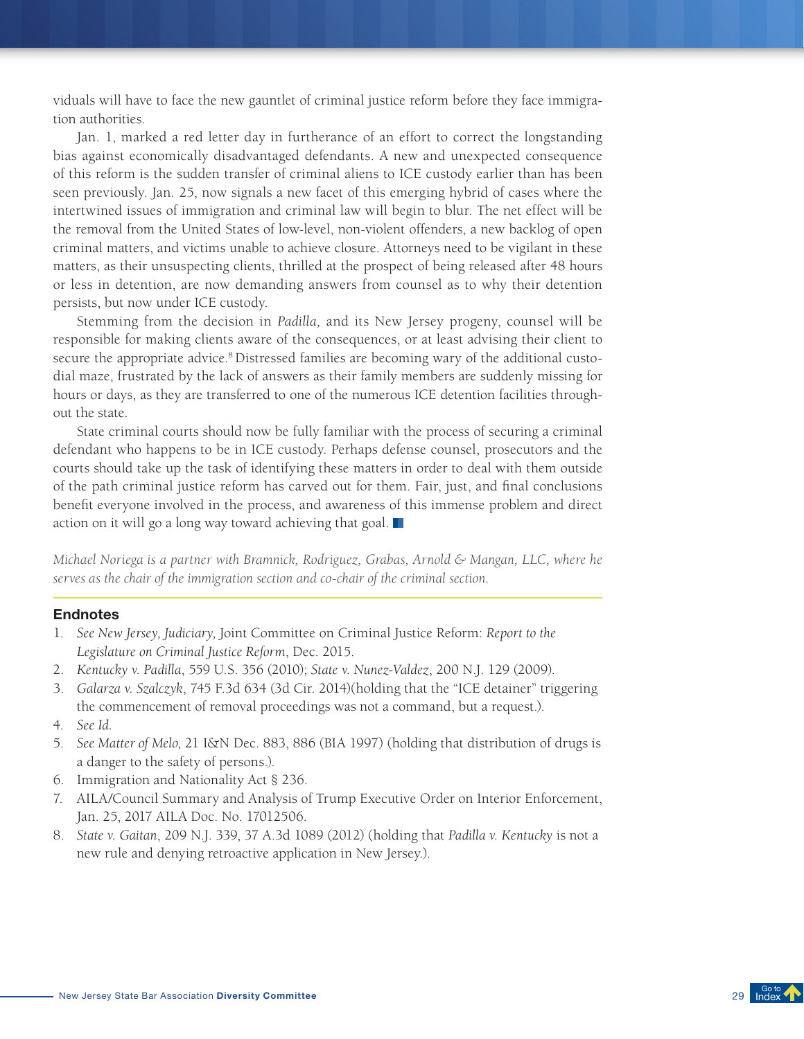viduals will have to face the new gauntlet of criminal justice reform before they face immigration authorities.

Jan. 1, marked a red letter day in furtherance of an effort to correct the longstanding bias against economically disadvantaged defendants. A new and unexpected consequence of this reform is the sudden transfer of criminal aliens to ICE custody earlier than has been seen previously. Jan. 25, now signals a new facet of this emerging hybrid of cases where the intertwined issues of immigration and criminal law will begin to blur. The net effect will be the removal from the United States of low-level, non-violent offenders, a new backlog of open criminal matters, and victims unable to achieve closure. Attorneys need to be vigilant in these matters, as their unsuspecting clients, thrilled at the prospect of being released after 48 hours or less in detention, are now demanding answers from counsel as to why their detention persists, but now under ICE custody.

Stemming from the decision in *Padilla,* and its New Jersey progeny, counsel will be responsible for making clients aware of the consequences, or at least advising their client to secure the appropriate advice.[8] Distressed families are becoming wary of the additional custodial maze, frustrated by the lack of answers as their family members are suddenly missing for hours or days, as they are transferred to one of the numerous ICE detention facilities throughout the state.

State criminal courts should now be fully familiar with the process of securing a criminal defendant who happens to be in ICE custody. Perhaps defense counsel, prosecutors and the courts should take up the task of identifying these matters in order to deal with them outside of the path criminal justice reform has carved out for them. Fair, just, and final conclusions benefit everyone involved in the process, and awareness of this immense problem and direct action on it will go a long way toward achieving that goal. ■

*Michael Noriega is a partner with Bramnick, Rodriguez, Grabas, Arnold & Mangan, LLC, where he serves as the chair of the immigration section and co-chair of the criminal section.*

## Endnotes

1. *See New Jersey, Judiciary,* Joint Committee on Criminal Justice Reform: *Report to the Legislature on Criminal Justice Reform*, Dec. 2015.
2. *Kentucky v. Padilla*, 559 U.S. 356 (2010); *State v. Nunez-Valdez*, 200 N.J. 129 (2009).
3. *Galarza v. Szalczyk*, 745 F.3d 634 (3d Cir. 2014)(holding that the "ICE detainer" triggering the commencement of removal proceedings was not a command, but a request.).
4. *See Id.*
5. *See Matter of Melo*, 21 I&N Dec. 883, 886 (BIA 1997) (holding that distribution of drugs is a danger to the safety of persons.).
6. Immigration and Nationality Act § 236.
7. AILA/Council Summary and Analysis of Trump Executive Order on Interior Enforcement, Jan. 25, 2017 AILA Doc. No. 17012506.
8. *State v. Gaitan*, 209 N.J. 339, 37 A.3d 1089 (2012) (holding that *Padilla v. Kentucky* is not a new rule and denying retroactive application in New Jersey.).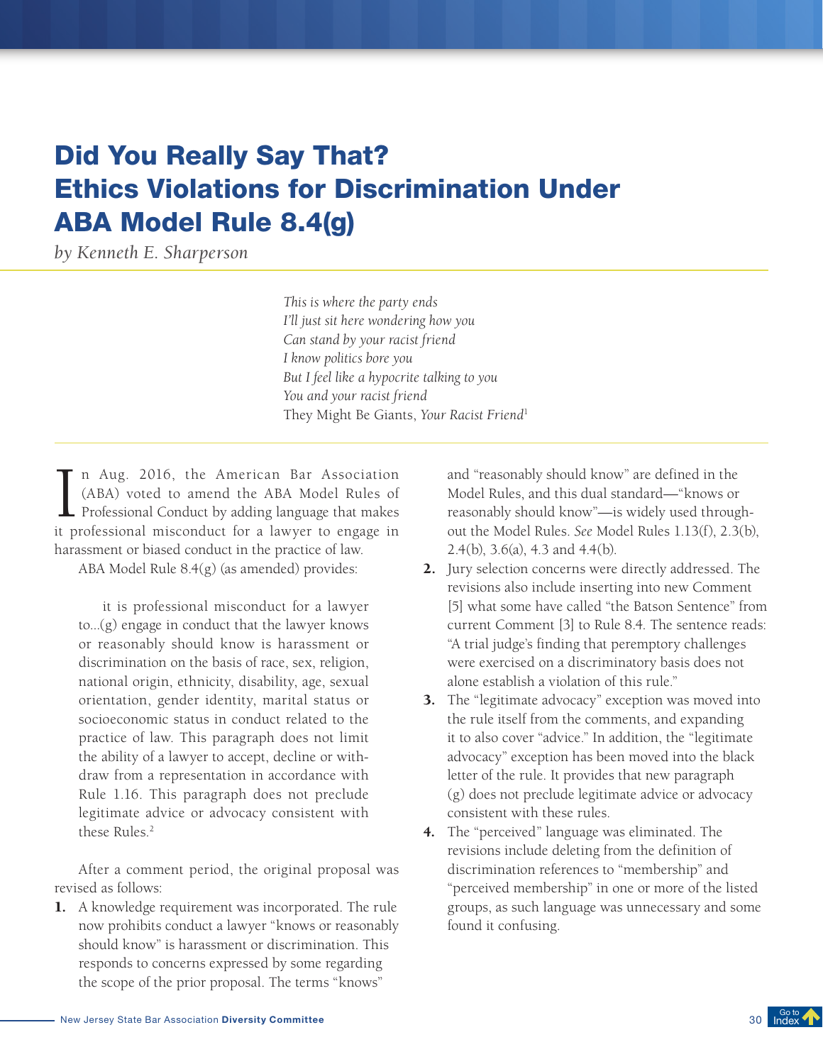# Did You Really Say That? Ethics Violations for Discrimination Under ABA Model Rule 8.4(g)

*by Kenneth E. Sharperson*

> *This is where the party ends*
> *I'll just sit here wondering how you*
> *Can stand by your racist friend*
> *I know politics bore you*
> *But I feel like a hypocrite talking to you*
> *You and your racist friend*
> They Might Be Giants, *Your Racist Friend*[1]

In Aug. 2016, the American Bar Association (ABA) voted to amend the ABA Model Rules of Professional Conduct by adding language that makes it professional misconduct for a lawyer to engage in harassment or biased conduct in the practice of law.

ABA Model Rule 8.4(g) (as amended) provides:

> it is professional misconduct for a lawyer to...(g) engage in conduct that the lawyer knows or reasonably should know is harassment or discrimination on the basis of race, sex, religion, national origin, ethnicity, disability, age, sexual orientation, gender identity, marital status or socioeconomic status in conduct related to the practice of law. This paragraph does not limit the ability of a lawyer to accept, decline or withdraw from a representation in accordance with Rule 1.16. This paragraph does not preclude legitimate advice or advocacy consistent with these Rules.[2]

After a comment period, the original proposal was revised as follows:

1. A knowledge requirement was incorporated. The rule now prohibits conduct a lawyer "knows or reasonably should know" is harassment or discrimination. This responds to concerns expressed by some regarding the scope of the prior proposal. The terms "knows" and "reasonably should know" are defined in the Model Rules, and this dual standard—"knows or reasonably should know"—is widely used throughout the Model Rules. *See* Model Rules 1.13(f), 2.3(b), 2.4(b), 3.6(a), 4.3 and 4.4(b).
2. Jury selection concerns were directly addressed. The revisions also include inserting into new Comment [5] what some have called "the Batson Sentence" from current Comment [3] to Rule 8.4. The sentence reads: "A trial judge's finding that peremptory challenges were exercised on a discriminatory basis does not alone establish a violation of this rule."
3. The "legitimate advocacy" exception was moved into the rule itself from the comments, and expanding it to also cover "advice." In addition, the "legitimate advocacy" exception has been moved into the black letter of the rule. It provides that new paragraph (g) does not preclude legitimate advice or advocacy consistent with these rules.
4. The "perceived" language was eliminated. The revisions include deleting from the definition of discrimination references to "membership" and "perceived membership" in one or more of the listed groups, as such language was unnecessary and some found it confusing.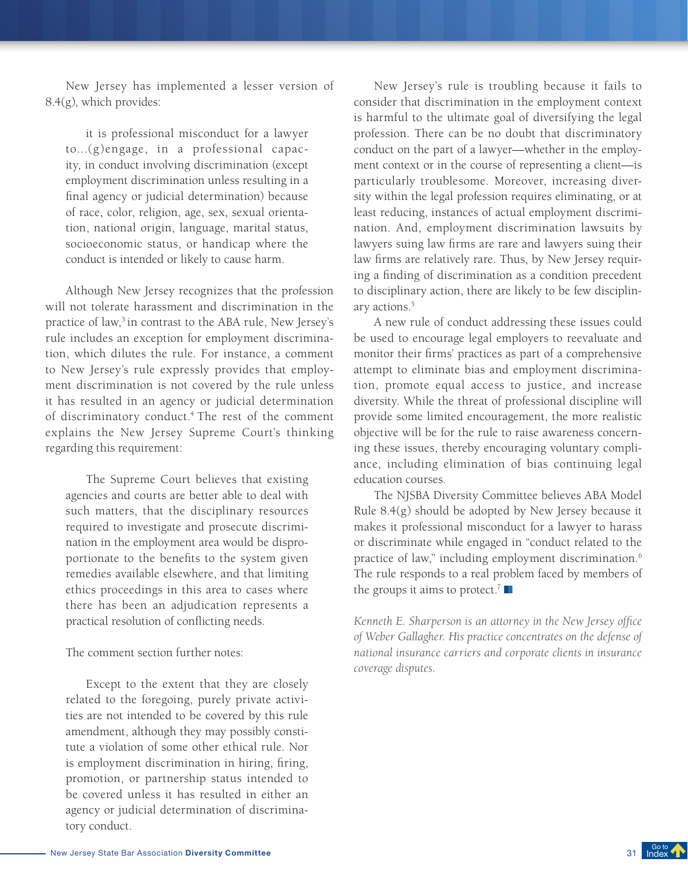New Jersey has implemented a lesser version of 8.4(g), which provides:

> it is professional misconduct for a lawyer to...(g)engage, in a professional capacity, in conduct involving discrimination (except employment discrimination unless resulting in a final agency or judicial determination) because of race, color, religion, age, sex, sexual orientation, national origin, language, marital status, socioeconomic status, or handicap where the conduct is intended or likely to cause harm.

Although New Jersey recognizes that the profession will not tolerate harassment and discrimination in the practice of law,[3] in contrast to the ABA rule, New Jersey's rule includes an exception for employment discrimination, which dilutes the rule. For instance, a comment to New Jersey's rule expressly provides that employment discrimination is not covered by the rule unless it has resulted in an agency or judicial determination of discriminatory conduct.[4] The rest of the comment explains the New Jersey Supreme Court's thinking regarding this requirement:

> The Supreme Court believes that existing agencies and courts are better able to deal with such matters, that the disciplinary resources required to investigate and prosecute discrimination in the employment area would be disproportionate to the benefits to the system given remedies available elsewhere, and that limiting ethics proceedings in this area to cases where there has been an adjudication represents a practical resolution of conflicting needs.

The comment section further notes:

> Except to the extent that they are closely related to the foregoing, purely private activities are not intended to be covered by this rule amendment, although they may possibly constitute a violation of some other ethical rule. Nor is employment discrimination in hiring, firing, promotion, or partnership status intended to be covered unless it has resulted in either an agency or judicial determination of discriminatory conduct.

New Jersey's rule is troubling because it fails to consider that discrimination in the employment context is harmful to the ultimate goal of diversifying the legal profession. There can be no doubt that discriminatory conduct on the part of a lawyer—whether in the employment context or in the course of representing a client—is particularly troublesome. Moreover, increasing diversity within the legal profession requires eliminating, or at least reducing, instances of actual employment discrimination. And, employment discrimination lawsuits by lawyers suing law firms are rare and lawyers suing their law firms are relatively rare. Thus, by New Jersey requiring a finding of discrimination as a condition precedent to disciplinary action, there are likely to be few disciplinary actions.[5]

A new rule of conduct addressing these issues could be used to encourage legal employers to reevaluate and monitor their firms' practices as part of a comprehensive attempt to eliminate bias and employment discrimination, promote equal access to justice, and increase diversity. While the threat of professional discipline will provide some limited encouragement, the more realistic objective will be for the rule to raise awareness concerning these issues, thereby encouraging voluntary compliance, including elimination of bias continuing legal education courses.

The NJSBA Diversity Committee believes ABA Model Rule 8.4(g) should be adopted by New Jersey because it makes it professional misconduct for a lawyer to harass or discriminate while engaged in "conduct related to the practice of law," including employment discrimination.[6] The rule responds to a real problem faced by members of the groups it aims to protect.[7]

*Kenneth E. Sharperson is an attorney in the New Jersey office of Weber Gallagher. His practice concentrates on the defense of national insurance carriers and corporate clients in insurance coverage disputes.*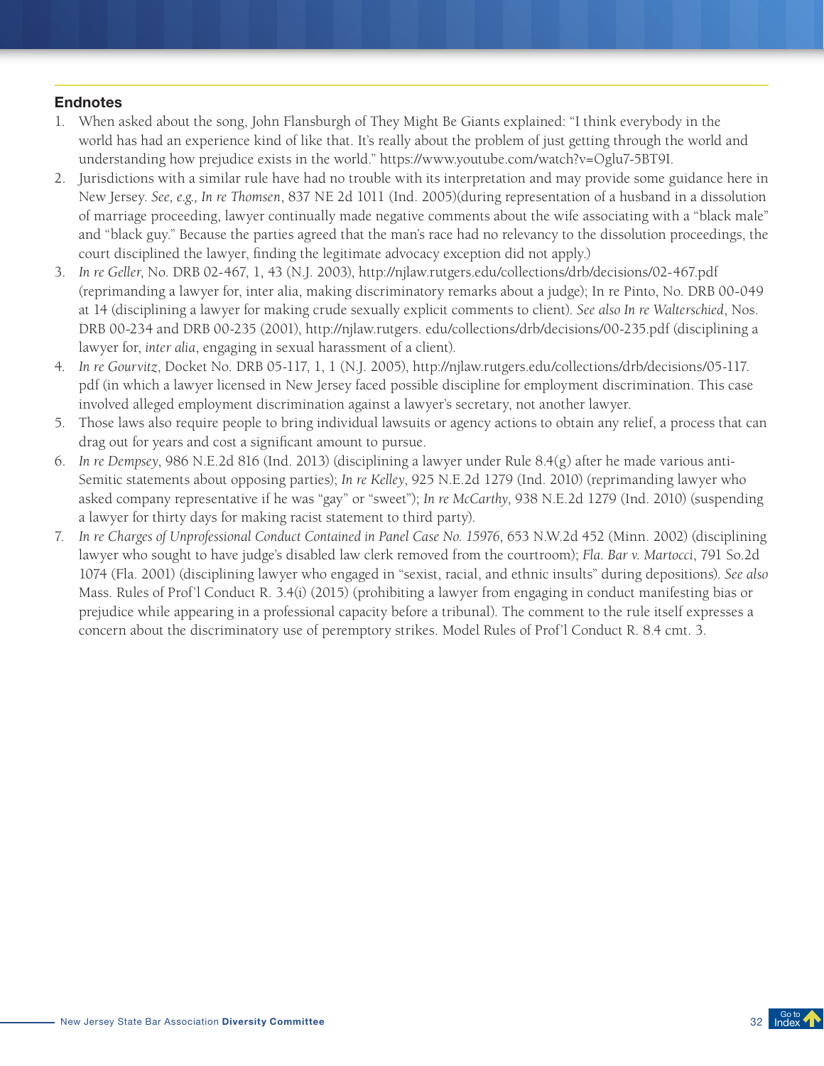### Endnotes

1. When asked about the song, John Flansburgh of They Might Be Giants explained: "I think everybody in the world has had an experience kind of like that. It's really about the problem of just getting through the world and understanding how prejudice exists in the world." https://www.youtube.com/watch?v=Oglu7-5BT9I.
2. Jurisdictions with a similar rule have had no trouble with its interpretation and may provide some guidance here in New Jersey. *See, e.g., In re Thomsen*, 837 NE 2d 1011 (Ind. 2005)(during representation of a husband in a dissolution of marriage proceeding, lawyer continually made negative comments about the wife associating with a "black male" and "black guy." Because the parties agreed that the man's race had no relevancy to the dissolution proceedings, the court disciplined the lawyer, finding the legitimate advocacy exception did not apply.)
3. *In re Geller*, No. DRB 02-467, 1, 43 (N.J. 2003), http://njlaw.rutgers.edu/collections/drb/decisions/02-467.pdf (reprimanding a lawyer for, inter alia, making discriminatory remarks about a judge); In re Pinto, No. DRB 00-049 at 14 (disciplining a lawyer for making crude sexually explicit comments to client). *See also In re Walterschied*, Nos. DRB 00-234 and DRB 00-235 (2001), http://njlaw.rutgers. edu/collections/drb/decisions/00-235.pdf (disciplining a lawyer for, *inter alia*, engaging in sexual harassment of a client).
4. *In re Gourvitz*, Docket No. DRB 05-117, 1, 1 (N.J. 2005), http://njlaw.rutgers.edu/collections/drb/decisions/05-117. pdf (in which a lawyer licensed in New Jersey faced possible discipline for employment discrimination. This case involved alleged employment discrimination against a lawyer's secretary, not another lawyer.
5. Those laws also require people to bring individual lawsuits or agency actions to obtain any relief, a process that can drag out for years and cost a significant amount to pursue.
6. *In re Dempsey*, 986 N.E.2d 816 (Ind. 2013) (disciplining a lawyer under Rule 8.4(g) after he made various anti-Semitic statements about opposing parties); *In re Kelley*, 925 N.E.2d 1279 (Ind. 2010) (reprimanding lawyer who asked company representative if he was "gay" or "sweet"); *In re McCarthy*, 938 N.E.2d 1279 (Ind. 2010) (suspending a lawyer for thirty days for making racist statement to third party).
7. *In re Charges of Unprofessional Conduct Contained in Panel Case No. 15976*, 653 N.W.2d 452 (Minn. 2002) (disciplining lawyer who sought to have judge's disabled law clerk removed from the courtroom); *Fla. Bar v. Martocci*, 791 So.2d 1074 (Fla. 2001) (disciplining lawyer who engaged in "sexist, racial, and ethnic insults" during depositions). *See also* Mass. Rules of Prof'l Conduct R. 3.4(i) (2015) (prohibiting a lawyer from engaging in conduct manifesting bias or prejudice while appearing in a professional capacity before a tribunal). The comment to the rule itself expresses a concern about the discriminatory use of peremptory strikes. Model Rules of Prof'l Conduct R. 8.4 cmt. 3.